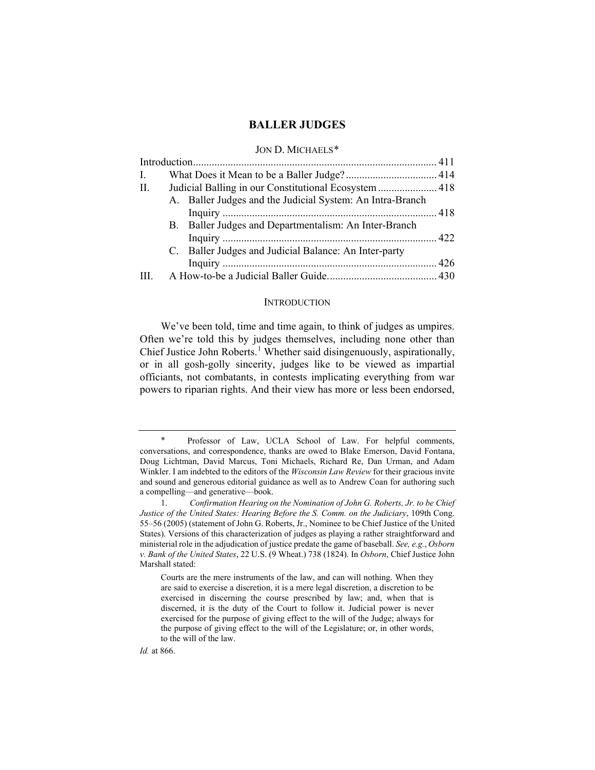# BALLER JUDGES

JON D. MICHAELS*

| | | |
|---|---|---|
| Introduction | | 411 |
| I. | What Does it Mean to be a Baller Judge? | 414 |
| II. | Judicial Balling in our Constitutional Ecosystem | 418 |
| | A. Baller Judges and the Judicial System: An Intra-Branch Inquiry | 418 |
| | B. Baller Judges and Departmentalism: An Inter-Branch Inquiry | 422 |
| | C. Baller Judges and Judicial Balance: An Inter-party Inquiry | 426 |
| III. | A How-to-be a Judicial Baller Guide | 430 |

## INTRODUCTION

We've been told, time and time again, to think of judges as umpires. Often we're told this by judges themselves, including none other than Chief Justice John Roberts.[1] Whether said disingenuously, aspirationally, or in all gosh-golly sincerity, judges like to be viewed as impartial officiants, not combatants, in contests implicating everything from war powers to riparian rights. And their view has more or less been endorsed,

---

\* Professor of Law, UCLA School of Law. For helpful comments, conversations, and correspondence, thanks are owed to Blake Emerson, David Fontana, Doug Lichtman, David Marcus, Toni Michaels, Richard Re, Dan Urman, and Adam Winkler. I am indebted to the editors of the *Wisconsin Law Review* for their gracious invite and sound and generous editorial guidance as well as to Andrew Coan for authoring such a compelling—and generative—book.

1. *Confirmation Hearing on the Nomination of John G. Roberts, Jr. to be Chief Justice of the United States: Hearing Before the S. Comm. on the Judiciary*, 109th Cong. 55–56 (2005) (statement of John G. Roberts, Jr., Nominee to be Chief Justice of the United States). Versions of this characterization of judges as playing a rather straightforward and ministerial role in the adjudication of justice predate the game of baseball. *See, e.g.*, *Osborn v. Bank of the United States*, 22 U.S. (9 Wheat.) 738 (1824). In *Osborn*, Chief Justice John Marshall stated:

> Courts are the mere instruments of the law, and can will nothing. When they are said to exercise a discretion, it is a mere legal discretion, a discretion to be exercised in discerning the course prescribed by law; and, when that is discerned, it is the duty of the Court to follow it. Judicial power is never exercised for the purpose of giving effect to the will of the Judge; always for the purpose of giving effect to the will of the Legislature; or, in other words, to the will of the law.

*Id.* at 866.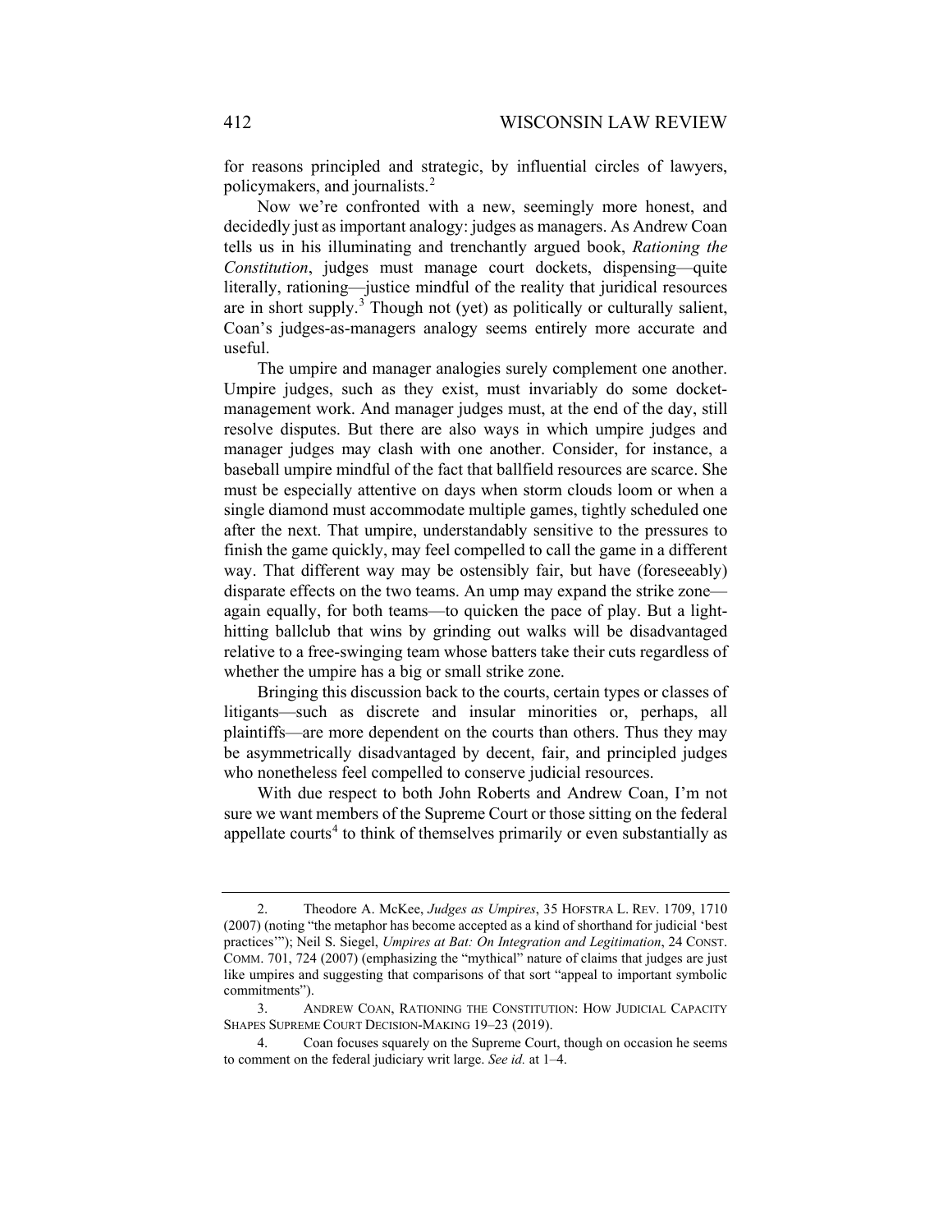for reasons principled and strategic, by influential circles of lawyers, policymakers, and journalists.[2]

Now we're confronted with a new, seemingly more honest, and decidedly just as important analogy: judges as managers. As Andrew Coan tells us in his illuminating and trenchantly argued book, *Rationing the Constitution*, judges must manage court dockets, dispensing—quite literally, rationing—justice mindful of the reality that juridical resources are in short supply.[3] Though not (yet) as politically or culturally salient, Coan's judges-as-managers analogy seems entirely more accurate and useful.

The umpire and manager analogies surely complement one another. Umpire judges, such as they exist, must invariably do some docket-management work. And manager judges must, at the end of the day, still resolve disputes. But there are also ways in which umpire judges and manager judges may clash with one another. Consider, for instance, a baseball umpire mindful of the fact that ballfield resources are scarce. She must be especially attentive on days when storm clouds loom or when a single diamond must accommodate multiple games, tightly scheduled one after the next. That umpire, understandably sensitive to the pressures to finish the game quickly, may feel compelled to call the game in a different way. That different way may be ostensibly fair, but have (foreseeably) disparate effects on the two teams. An ump may expand the strike zone—again equally, for both teams—to quicken the pace of play. But a light-hitting ballclub that wins by grinding out walks will be disadvantaged relative to a free-swinging team whose batters take their cuts regardless of whether the umpire has a big or small strike zone.

Bringing this discussion back to the courts, certain types or classes of litigants—such as discrete and insular minorities or, perhaps, all plaintiffs—are more dependent on the courts than others. Thus they may be asymmetrically disadvantaged by decent, fair, and principled judges who nonetheless feel compelled to conserve judicial resources.

With due respect to both John Roberts and Andrew Coan, I'm not sure we want members of the Supreme Court or those sitting on the federal appellate courts[4] to think of themselves primarily or even substantially as

---

2. Theodore A. McKee, *Judges as Umpires*, 35 HOFSTRA L. REV. 1709, 1710 (2007) (noting "the metaphor has become accepted as a kind of shorthand for judicial 'best practices'"); Neil S. Siegel, *Umpires at Bat: On Integration and Legitimation*, 24 CONST. COMM. 701, 724 (2007) (emphasizing the "mythical" nature of claims that judges are just like umpires and suggesting that comparisons of that sort "appeal to important symbolic commitments").

3. ANDREW COAN, RATIONING THE CONSTITUTION: HOW JUDICIAL CAPACITY SHAPES SUPREME COURT DECISION-MAKING 19–23 (2019).

4. Coan focuses squarely on the Supreme Court, though on occasion he seems to comment on the federal judiciary writ large. *See id.* at 1–4.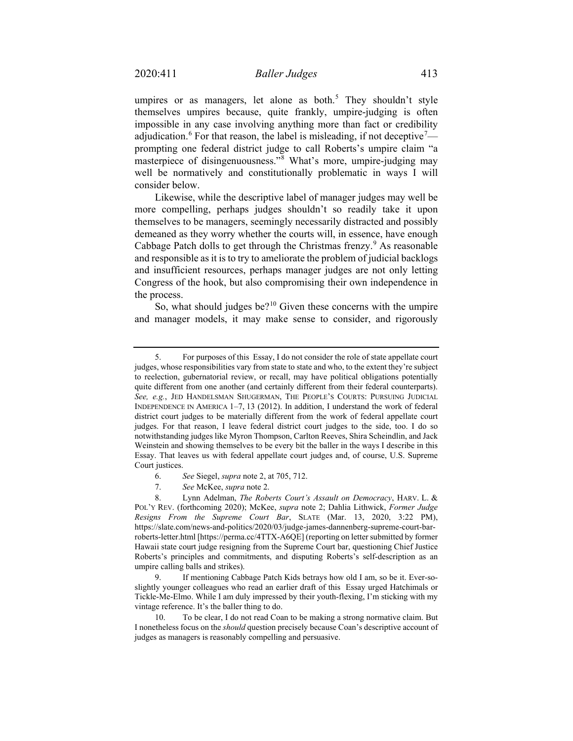umpires or as managers, let alone as both.[5] They shouldn't style themselves umpires because, quite frankly, umpire-judging is often impossible in any case involving anything more than fact or credibility adjudication.[6] For that reason, the label is misleading, if not deceptive[7]—prompting one federal district judge to call Roberts's umpire claim "a masterpiece of disingenuousness."[8] What's more, umpire-judging may well be normatively and constitutionally problematic in ways I will consider below.

Likewise, while the descriptive label of manager judges may well be more compelling, perhaps judges shouldn't so readily take it upon themselves to be managers, seemingly necessarily distracted and possibly demeaned as they worry whether the courts will, in essence, have enough Cabbage Patch dolls to get through the Christmas frenzy.[9] As reasonable and responsible as it is to try to ameliorate the problem of judicial backlogs and insufficient resources, perhaps manager judges are not only letting Congress of the hook, but also compromising their own independence in the process.

So, what should judges be?[10] Given these concerns with the umpire and manager models, it may make sense to consider, and rigorously

---

5. For purposes of this Essay, I do not consider the role of state appellate court judges, whose responsibilities vary from state to state and who, to the extent they're subject to reelection, gubernatorial review, or recall, may have political obligations potentially quite different from one another (and certainly different from their federal counterparts). *See, e.g.*, JED HANDELSMAN SHUGERMAN, THE PEOPLE'S COURTS: PURSUING JUDICIAL INDEPENDENCE IN AMERICA 1–7, 13 (2012). In addition, I understand the work of federal district court judges to be materially different from the work of federal appellate court judges. For that reason, I leave federal district court judges to the side, too. I do so notwithstanding judges like Myron Thompson, Carlton Reeves, Shira Scheindlin, and Jack Weinstein and showing themselves to be every bit the baller in the ways I describe in this Essay. That leaves us with federal appellate court judges and, of course, U.S. Supreme Court justices.

6. *See* Siegel, *supra* note 2, at 705, 712.

7. *See* McKee, *supra* note 2.

8. Lynn Adelman, *The Roberts Court's Assault on Democracy*, HARV. L. & POL'Y REV. (forthcoming 2020); McKee, *supra* note 2; Dahlia Lithwick, *Former Judge Resigns From the Supreme Court Bar*, SLATE (Mar. 13, 2020, 3:22 PM), https://slate.com/news-and-politics/2020/03/judge-james-dannenberg-supreme-court-bar-roberts-letter.html [https://perma.cc/4TTX-A6QE] (reporting on letter submitted by former Hawaii state court judge resigning from the Supreme Court bar, questioning Chief Justice Roberts's principles and commitments, and disputing Roberts's self-description as an umpire calling balls and strikes).

9. If mentioning Cabbage Patch Kids betrays how old I am, so be it. Ever-so-slightly younger colleagues who read an earlier draft of this Essay urged Hatchimals or Tickle-Me-Elmo. While I am duly impressed by their youth-flexing, I'm sticking with my vintage reference. It's the baller thing to do.

10. To be clear, I do not read Coan to be making a strong normative claim. But I nonetheless focus on the *should* question precisely because Coan's descriptive account of judges as managers is reasonably compelling and persuasive.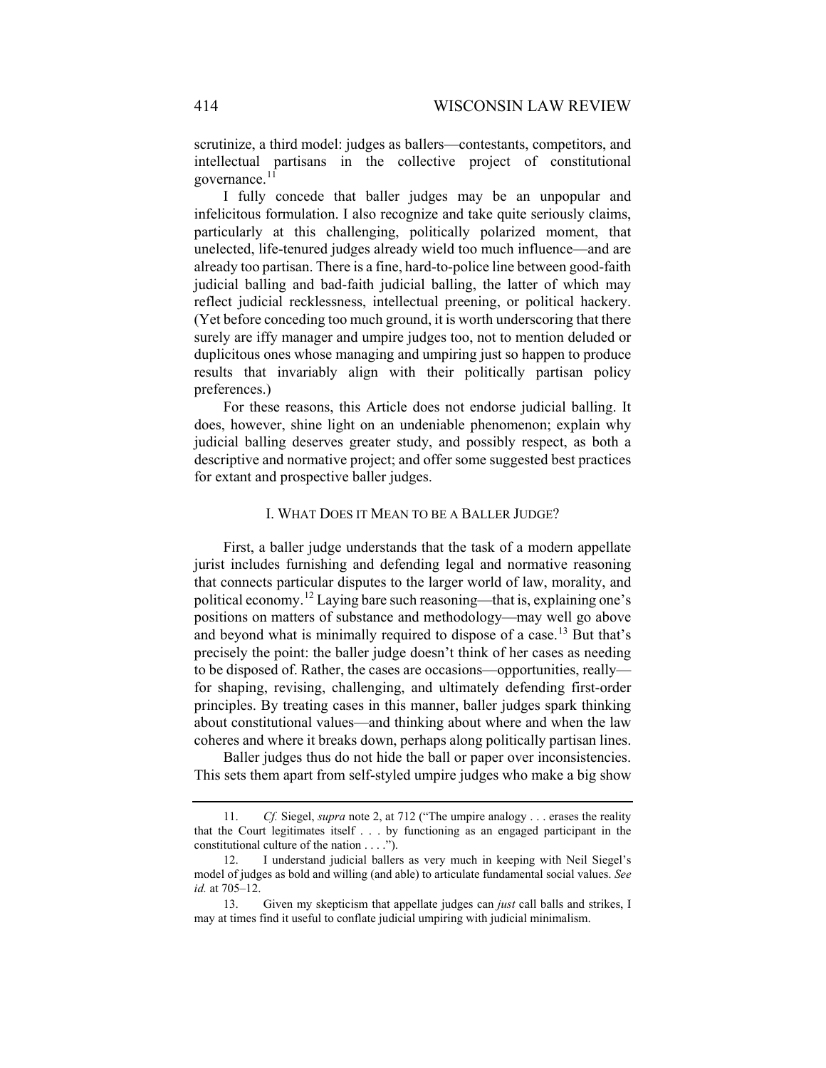scrutinize, a third model: judges as ballers—contestants, competitors, and intellectual partisans in the collective project of constitutional governance.[11]

I fully concede that baller judges may be an unpopular and infelicitous formulation. I also recognize and take quite seriously claims, particularly at this challenging, politically polarized moment, that unelected, life-tenured judges already wield too much influence—and are already too partisan. There is a fine, hard-to-police line between good-faith judicial balling and bad-faith judicial balling, the latter of which may reflect judicial recklessness, intellectual preening, or political hackery. (Yet before conceding too much ground, it is worth underscoring that there surely are iffy manager and umpire judges too, not to mention deluded or duplicitous ones whose managing and umpiring just so happen to produce results that invariably align with their politically partisan policy preferences.)

For these reasons, this Article does not endorse judicial balling. It does, however, shine light on an undeniable phenomenon; explain why judicial balling deserves greater study, and possibly respect, as both a descriptive and normative project; and offer some suggested best practices for extant and prospective baller judges.

## I. What Does it Mean to be a Baller Judge?

First, a baller judge understands that the task of a modern appellate jurist includes furnishing and defending legal and normative reasoning that connects particular disputes to the larger world of law, morality, and political economy.[12] Laying bare such reasoning—that is, explaining one's positions on matters of substance and methodology—may well go above and beyond what is minimally required to dispose of a case.[13] But that's precisely the point: the baller judge doesn't think of her cases as needing to be disposed of. Rather, the cases are occasions—opportunities, really—for shaping, revising, challenging, and ultimately defending first-order principles. By treating cases in this manner, baller judges spark thinking about constitutional values—and thinking about where and when the law coheres and where it breaks down, perhaps along politically partisan lines.

Baller judges thus do not hide the ball or paper over inconsistencies. This sets them apart from self-styled umpire judges who make a big show

---

11. *Cf.* Siegel, *supra* note 2, at 712 ("The umpire analogy . . . erases the reality that the Court legitimates itself . . . by functioning as an engaged participant in the constitutional culture of the nation . . . .").

12. I understand judicial ballers as very much in keeping with Neil Siegel's model of judges as bold and willing (and able) to articulate fundamental social values. *See id.* at 705–12.

13. Given my skepticism that appellate judges can *just* call balls and strikes, I may at times find it useful to conflate judicial umpiring with judicial minimalism.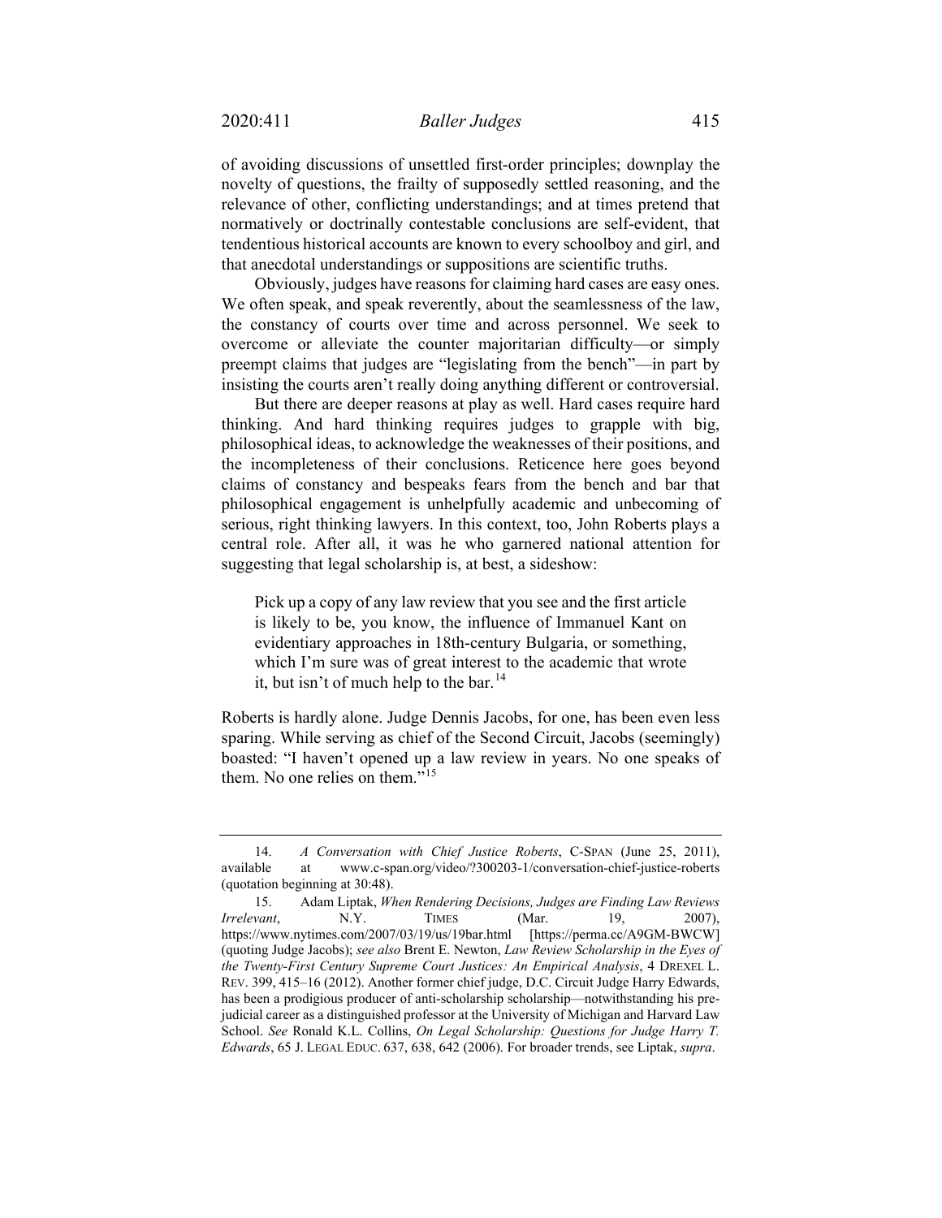of avoiding discussions of unsettled first-order principles; downplay the novelty of questions, the frailty of supposedly settled reasoning, and the relevance of other, conflicting understandings; and at times pretend that normatively or doctrinally contestable conclusions are self-evident, that tendentious historical accounts are known to every schoolboy and girl, and that anecdotal understandings or suppositions are scientific truths.

Obviously, judges have reasons for claiming hard cases are easy ones. We often speak, and speak reverently, about the seamlessness of the law, the constancy of courts over time and across personnel. We seek to overcome or alleviate the counter majoritarian difficulty—or simply preempt claims that judges are "legislating from the bench"—in part by insisting the courts aren't really doing anything different or controversial.

But there are deeper reasons at play as well. Hard cases require hard thinking. And hard thinking requires judges to grapple with big, philosophical ideas, to acknowledge the weaknesses of their positions, and the incompleteness of their conclusions. Reticence here goes beyond claims of constancy and bespeaks fears from the bench and bar that philosophical engagement is unhelpfully academic and unbecoming of serious, right thinking lawyers. In this context, too, John Roberts plays a central role. After all, it was he who garnered national attention for suggesting that legal scholarship is, at best, a sideshow:

> Pick up a copy of any law review that you see and the first article is likely to be, you know, the influence of Immanuel Kant on evidentiary approaches in 18th-century Bulgaria, or something, which I'm sure was of great interest to the academic that wrote it, but isn't of much help to the bar.[14]

Roberts is hardly alone. Judge Dennis Jacobs, for one, has been even less sparing. While serving as chief of the Second Circuit, Jacobs (seemingly) boasted: "I haven't opened up a law review in years. No one speaks of them. No one relies on them."[15]

---

14. *A Conversation with Chief Justice Roberts*, C-SPAN (June 25, 2011), available at www.c-span.org/video/?300203-1/conversation-chief-justice-roberts (quotation beginning at 30:48).

15. Adam Liptak, *When Rendering Decisions, Judges are Finding Law Reviews Irrelevant*, N.Y. TIMES (Mar. 19, 2007), https://www.nytimes.com/2007/03/19/us/19bar.html [https://perma.cc/A9GM-BWCW] (quoting Judge Jacobs); *see also* Brent E. Newton, *Law Review Scholarship in the Eyes of the Twenty-First Century Supreme Court Justices: An Empirical Analysis*, 4 DREXEL L. REV. 399, 415–16 (2012). Another former chief judge, D.C. Circuit Judge Harry Edwards, has been a prodigious producer of anti-scholarship scholarship—notwithstanding his pre-judicial career as a distinguished professor at the University of Michigan and Harvard Law School. *See* Ronald K.L. Collins, *On Legal Scholarship: Questions for Judge Harry T. Edwards*, 65 J. LEGAL EDUC. 637, 638, 642 (2006). For broader trends, see Liptak, *supra*.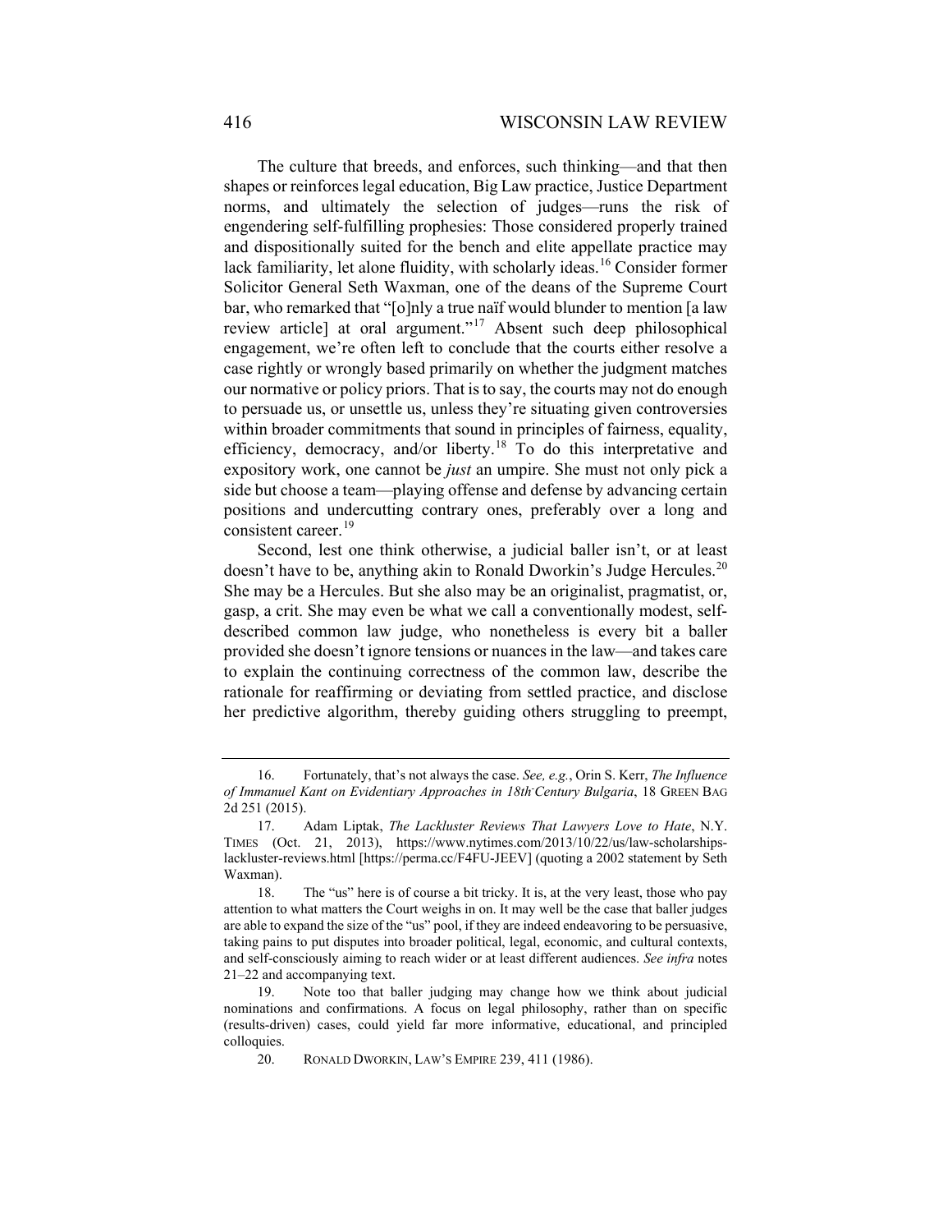The culture that breeds, and enforces, such thinking—and that then shapes or reinforces legal education, Big Law practice, Justice Department norms, and ultimately the selection of judges—runs the risk of engendering self-fulfilling prophesies: Those considered properly trained and dispositionally suited for the bench and elite appellate practice may lack familiarity, let alone fluidity, with scholarly ideas.[16] Consider former Solicitor General Seth Waxman, one of the deans of the Supreme Court bar, who remarked that "[o]nly a true naïf would blunder to mention [a law review article] at oral argument."[17] Absent such deep philosophical engagement, we're often left to conclude that the courts either resolve a case rightly or wrongly based primarily on whether the judgment matches our normative or policy priors. That is to say, the courts may not do enough to persuade us, or unsettle us, unless they're situating given controversies within broader commitments that sound in principles of fairness, equality, efficiency, democracy, and/or liberty.[18] To do this interpretative and expository work, one cannot be *just* an umpire. She must not only pick a side but choose a team—playing offense and defense by advancing certain positions and undercutting contrary ones, preferably over a long and consistent career.[19]

Second, lest one think otherwise, a judicial baller isn't, or at least doesn't have to be, anything akin to Ronald Dworkin's Judge Hercules.[20] She may be a Hercules. But she also may be an originalist, pragmatist, or, gasp, a crit. She may even be what we call a conventionally modest, self-described common law judge, who nonetheless is every bit a baller provided she doesn't ignore tensions or nuances in the law—and takes care to explain the continuing correctness of the common law, describe the rationale for reaffirming or deviating from settled practice, and disclose her predictive algorithm, thereby guiding others struggling to preempt,

---

16. Fortunately, that's not always the case. *See, e.g.*, Orin S. Kerr, *The Influence of Immanuel Kant on Evidentiary Approaches in 18th-Century Bulgaria*, 18 GREEN BAG 2d 251 (2015).

17. Adam Liptak, *The Lackluster Reviews That Lawyers Love to Hate*, N.Y. TIMES (Oct. 21, 2013), https://www.nytimes.com/2013/10/22/us/law-scholarships-lackluster-reviews.html [https://perma.cc/F4FU-JEEV] (quoting a 2002 statement by Seth Waxman).

18. The "us" here is of course a bit tricky. It is, at the very least, those who pay attention to what matters the Court weighs in on. It may well be the case that baller judges are able to expand the size of the "us" pool, if they are indeed endeavoring to be persuasive, taking pains to put disputes into broader political, legal, economic, and cultural contexts, and self-consciously aiming to reach wider or at least different audiences. *See infra* notes 21–22 and accompanying text.

19. Note too that baller judging may change how we think about judicial nominations and confirmations. A focus on legal philosophy, rather than on specific (results-driven) cases, could yield far more informative, educational, and principled colloquies.

20. RONALD DWORKIN, LAW'S EMPIRE 239, 411 (1986).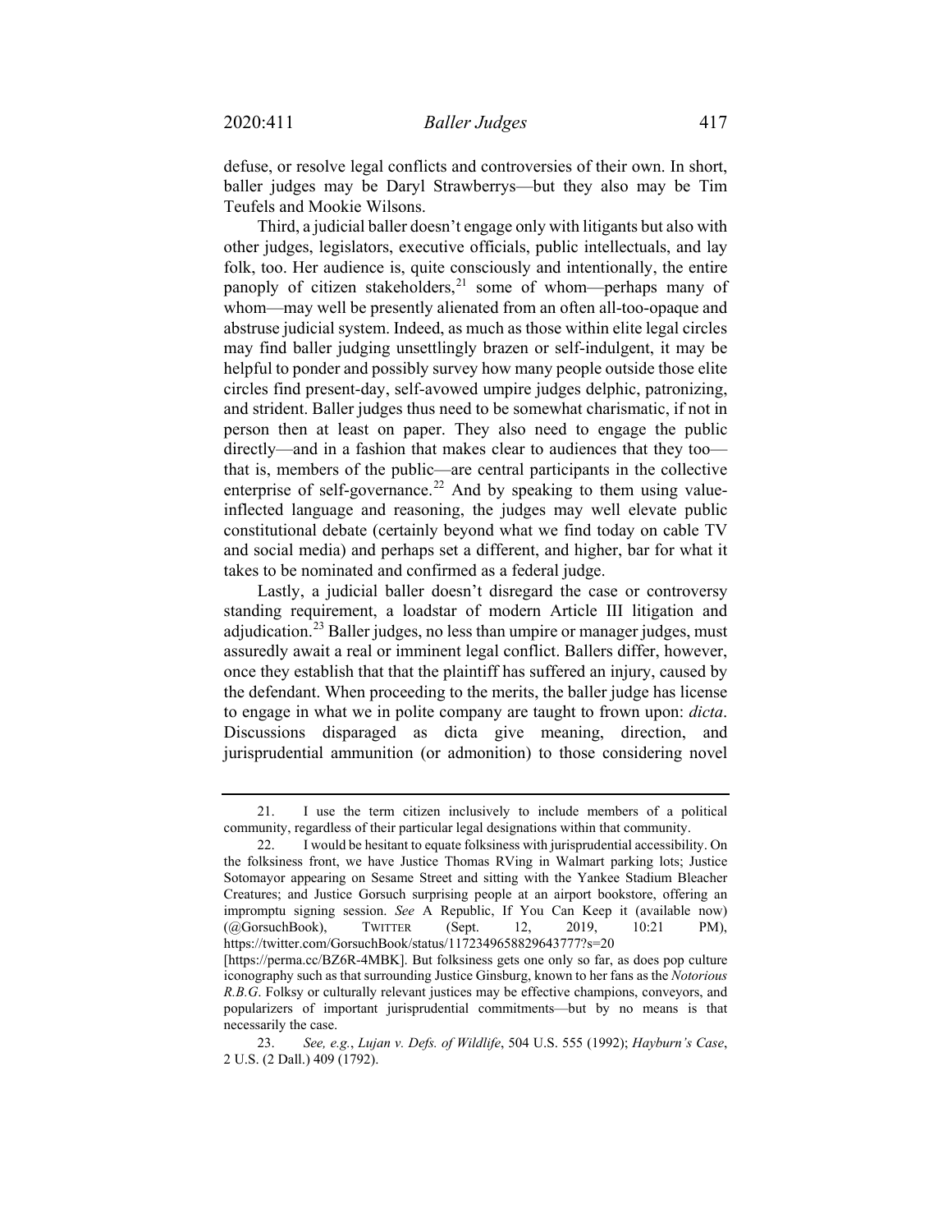defuse, or resolve legal conflicts and controversies of their own. In short, baller judges may be Daryl Strawberrys—but they also may be Tim Teufels and Mookie Wilsons.

Third, a judicial baller doesn't engage only with litigants but also with other judges, legislators, executive officials, public intellectuals, and lay folk, too. Her audience is, quite consciously and intentionally, the entire panoply of citizen stakeholders,[21] some of whom—perhaps many of whom—may well be presently alienated from an often all-too-opaque and abstruse judicial system. Indeed, as much as those within elite legal circles may find baller judging unsettlingly brazen or self-indulgent, it may be helpful to ponder and possibly survey how many people outside those elite circles find present-day, self-avowed umpire judges delphic, patronizing, and strident. Baller judges thus need to be somewhat charismatic, if not in person then at least on paper. They also need to engage the public directly—and in a fashion that makes clear to audiences that they too—that is, members of the public—are central participants in the collective enterprise of self-governance.[22] And by speaking to them using value-inflected language and reasoning, the judges may well elevate public constitutional debate (certainly beyond what we find today on cable TV and social media) and perhaps set a different, and higher, bar for what it takes to be nominated and confirmed as a federal judge.

Lastly, a judicial baller doesn't disregard the case or controversy standing requirement, a loadstar of modern Article III litigation and adjudication.[23] Baller judges, no less than umpire or manager judges, must assuredly await a real or imminent legal conflict. Ballers differ, however, once they establish that that the plaintiff has suffered an injury, caused by the defendant. When proceeding to the merits, the baller judge has license to engage in what we in polite company are taught to frown upon: *dicta*. Discussions disparaged as dicta give meaning, direction, and jurisprudential ammunition (or admonition) to those considering novel

---

21. I use the term citizen inclusively to include members of a political community, regardless of their particular legal designations within that community.

22. I would be hesitant to equate folksiness with jurisprudential accessibility. On the folksiness front, we have Justice Thomas RVing in Walmart parking lots; Justice Sotomayor appearing on Sesame Street and sitting with the Yankee Stadium Bleacher Creatures; and Justice Gorsuch surprising people at an airport bookstore, offering an impromptu signing session. *See* A Republic, If You Can Keep it (available now) (@GorsuchBook), TWITTER (Sept. 12, 2019, 10:21 PM), https://twitter.com/GorsuchBook/status/1172349658829643777?s=20 [https://perma.cc/BZ6R-4MBK]. But folksiness gets one only so far, as does pop culture iconography such as that surrounding Justice Ginsburg, known to her fans as the *Notorious R.B.G*. Folksy or culturally relevant justices may be effective champions, conveyors, and popularizers of important jurisprudential commitments—but by no means is that necessarily the case.

23. *See, e.g.*, *Lujan v. Defs. of Wildlife*, 504 U.S. 555 (1992); *Hayburn's Case*, 2 U.S. (2 Dall.) 409 (1792).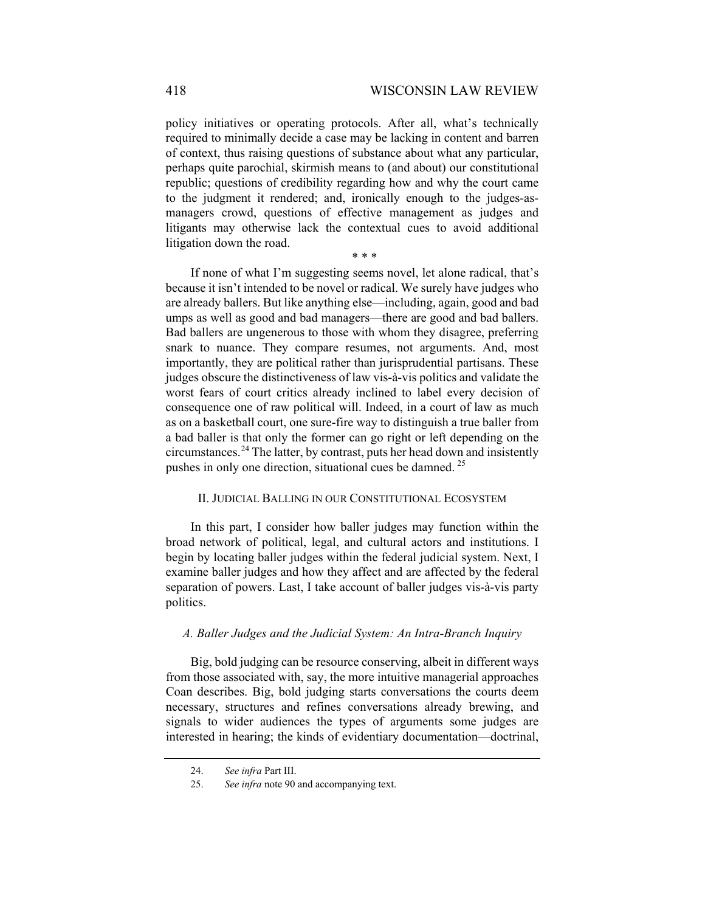policy initiatives or operating protocols. After all, what's technically required to minimally decide a case may be lacking in content and barren of context, thus raising questions of substance about what any particular, perhaps quite parochial, skirmish means to (and about) our constitutional republic; questions of credibility regarding how and why the court came to the judgment it rendered; and, ironically enough to the judges-as-managers crowd, questions of effective management as judges and litigants may otherwise lack the contextual cues to avoid additional litigation down the road.

\* \* \*

If none of what I'm suggesting seems novel, let alone radical, that's because it isn't intended to be novel or radical. We surely have judges who are already ballers. But like anything else—including, again, good and bad umps as well as good and bad managers—there are good and bad ballers. Bad ballers are ungenerous to those with whom they disagree, preferring snark to nuance. They compare resumes, not arguments. And, most importantly, they are political rather than jurisprudential partisans. These judges obscure the distinctiveness of law vis-à-vis politics and validate the worst fears of court critics already inclined to label every decision of consequence one of raw political will. Indeed, in a court of law as much as on a basketball court, one sure-fire way to distinguish a true baller from a bad baller is that only the former can go right or left depending on the circumstances.[24] The latter, by contrast, puts her head down and insistently pushes in only one direction, situational cues be damned.[25]

## II. Judicial Balling in our Constitutional Ecosystem

In this part, I consider how baller judges may function within the broad network of political, legal, and cultural actors and institutions. I begin by locating baller judges within the federal judicial system. Next, I examine baller judges and how they affect and are affected by the federal separation of powers. Last, I take account of baller judges vis-à-vis party politics.

### *A. Baller Judges and the Judicial System: An Intra-Branch Inquiry*

Big, bold judging can be resource conserving, albeit in different ways from those associated with, say, the more intuitive managerial approaches Coan describes. Big, bold judging starts conversations the courts deem necessary, structures and refines conversations already brewing, and signals to wider audiences the types of arguments some judges are interested in hearing; the kinds of evidentiary documentation—doctrinal,

24. *See infra* Part III.

25. *See infra* note 90 and accompanying text.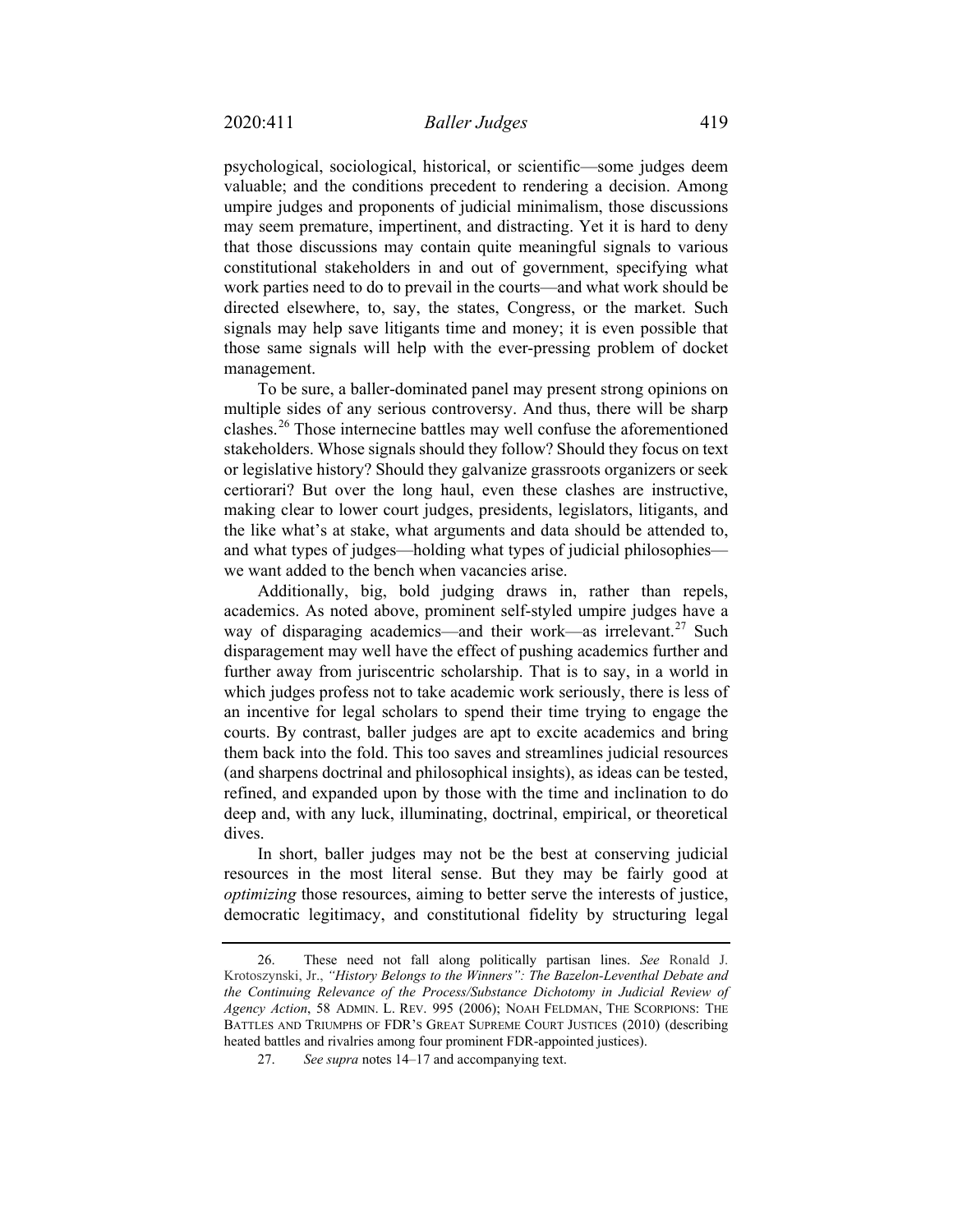psychological, sociological, historical, or scientific—some judges deem valuable; and the conditions precedent to rendering a decision. Among umpire judges and proponents of judicial minimalism, those discussions may seem premature, impertinent, and distracting. Yet it is hard to deny that those discussions may contain quite meaningful signals to various constitutional stakeholders in and out of government, specifying what work parties need to do to prevail in the courts—and what work should be directed elsewhere, to, say, the states, Congress, or the market. Such signals may help save litigants time and money; it is even possible that those same signals will help with the ever-pressing problem of docket management.

To be sure, a baller-dominated panel may present strong opinions on multiple sides of any serious controversy. And thus, there will be sharp clashes.[26] Those internecine battles may well confuse the aforementioned stakeholders. Whose signals should they follow? Should they focus on text or legislative history? Should they galvanize grassroots organizers or seek certiorari? But over the long haul, even these clashes are instructive, making clear to lower court judges, presidents, legislators, litigants, and the like what's at stake, what arguments and data should be attended to, and what types of judges—holding what types of judicial philosophies—we want added to the bench when vacancies arise.

Additionally, big, bold judging draws in, rather than repels, academics. As noted above, prominent self-styled umpire judges have a way of disparaging academics—and their work—as irrelevant.[27] Such disparagement may well have the effect of pushing academics further and further away from juriscentric scholarship. That is to say, in a world in which judges profess not to take academic work seriously, there is less of an incentive for legal scholars to spend their time trying to engage the courts. By contrast, baller judges are apt to excite academics and bring them back into the fold. This too saves and streamlines judicial resources (and sharpens doctrinal and philosophical insights), as ideas can be tested, refined, and expanded upon by those with the time and inclination to do deep and, with any luck, illuminating, doctrinal, empirical, or theoretical dives.

In short, baller judges may not be the best at conserving judicial resources in the most literal sense. But they may be fairly good at *optimizing* those resources, aiming to better serve the interests of justice, democratic legitimacy, and constitutional fidelity by structuring legal

---

26. These need not fall along politically partisan lines. *See* Ronald J. Krotoszynski, Jr., *"History Belongs to the Winners": The Bazelon-Leventhal Debate and the Continuing Relevance of the Process/Substance Dichotomy in Judicial Review of Agency Action*, 58 ADMIN. L. REV. 995 (2006); NOAH FELDMAN, THE SCORPIONS: THE BATTLES AND TRIUMPHS OF FDR'S GREAT SUPREME COURT JUSTICES (2010) (describing heated battles and rivalries among four prominent FDR-appointed justices).

27. *See supra* notes 14–17 and accompanying text.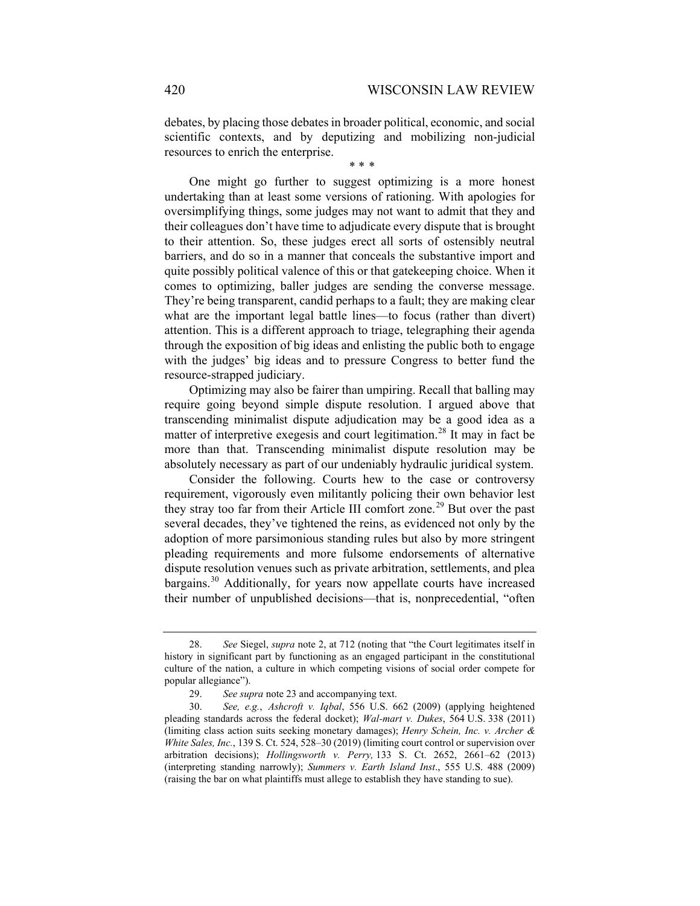debates, by placing those debates in broader political, economic, and social scientific contexts, and by deputizing and mobilizing non-judicial resources to enrich the enterprise.

\* \* \*

One might go further to suggest optimizing is a more honest undertaking than at least some versions of rationing. With apologies for oversimplifying things, some judges may not want to admit that they and their colleagues don't have time to adjudicate every dispute that is brought to their attention. So, these judges erect all sorts of ostensibly neutral barriers, and do so in a manner that conceals the substantive import and quite possibly political valence of this or that gatekeeping choice. When it comes to optimizing, baller judges are sending the converse message. They're being transparent, candid perhaps to a fault; they are making clear what are the important legal battle lines—to focus (rather than divert) attention. This is a different approach to triage, telegraphing their agenda through the exposition of big ideas and enlisting the public both to engage with the judges' big ideas and to pressure Congress to better fund the resource-strapped judiciary.

Optimizing may also be fairer than umpiring. Recall that balling may require going beyond simple dispute resolution. I argued above that transcending minimalist dispute adjudication may be a good idea as a matter of interpretive exegesis and court legitimation.[28] It may in fact be more than that. Transcending minimalist dispute resolution may be absolutely necessary as part of our undeniably hydraulic juridical system.

Consider the following. Courts hew to the case or controversy requirement, vigorously even militantly policing their own behavior lest they stray too far from their Article III comfort zone.[29] But over the past several decades, they've tightened the reins, as evidenced not only by the adoption of more parsimonious standing rules but also by more stringent pleading requirements and more fulsome endorsements of alternative dispute resolution venues such as private arbitration, settlements, and plea bargains.[30] Additionally, for years now appellate courts have increased their number of unpublished decisions—that is, nonprecedential, "often

---

28. *See* Siegel, *supra* note 2, at 712 (noting that "the Court legitimates itself in history in significant part by functioning as an engaged participant in the constitutional culture of the nation, a culture in which competing visions of social order compete for popular allegiance").

29. *See supra* note 23 and accompanying text.

30. *See, e.g.*, *Ashcroft v. Iqbal*, 556 U.S. 662 (2009) (applying heightened pleading standards across the federal docket); *Wal-mart v. Dukes*, 564 U.S. 338 (2011) (limiting class action suits seeking monetary damages); *Henry Schein, Inc. v. Archer & White Sales, Inc.*, 139 S. Ct. 524, 528–30 (2019) (limiting court control or supervision over arbitration decisions); *Hollingsworth v. Perry,* 133 S. Ct. 2652, 2661–62 (2013) (interpreting standing narrowly); *Summers v. Earth Island Inst*., 555 U.S. 488 (2009) (raising the bar on what plaintiffs must allege to establish they have standing to sue).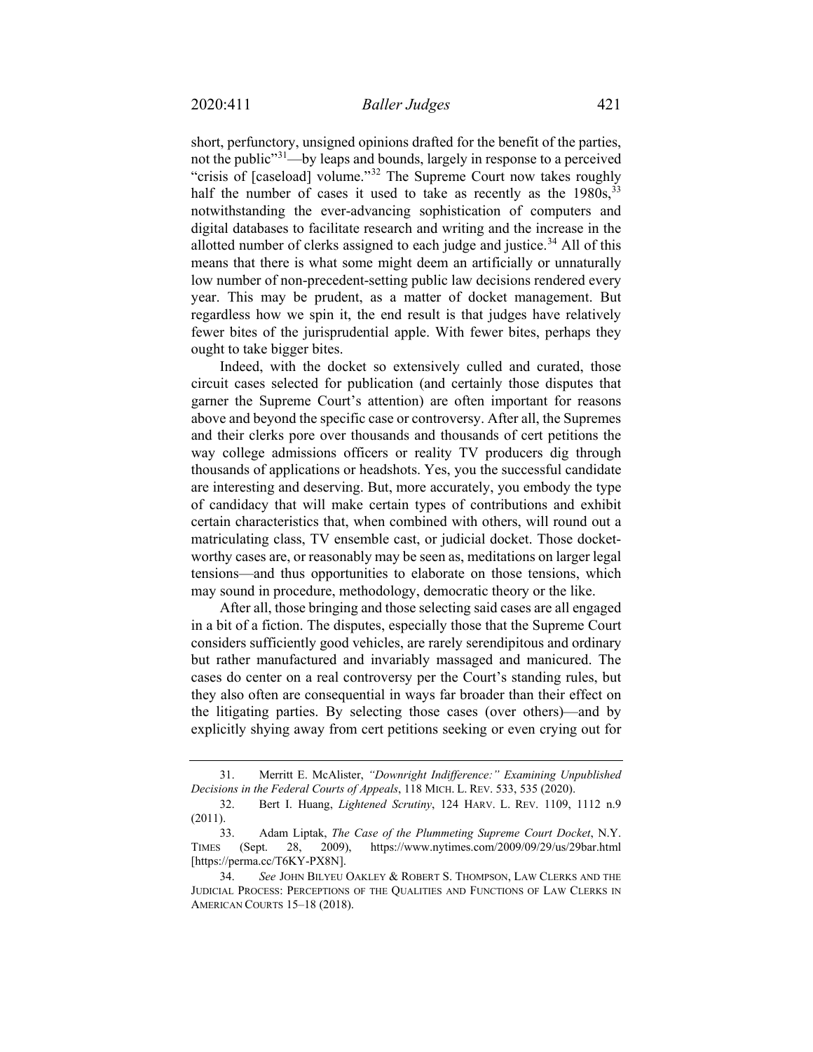short, perfunctory, unsigned opinions drafted for the benefit of the parties, not the public"[31]—by leaps and bounds, largely in response to a perceived "crisis of [caseload] volume."[32] The Supreme Court now takes roughly half the number of cases it used to take as recently as the 1980s,[33] notwithstanding the ever-advancing sophistication of computers and digital databases to facilitate research and writing and the increase in the allotted number of clerks assigned to each judge and justice.[34] All of this means that there is what some might deem an artificially or unnaturally low number of non-precedent-setting public law decisions rendered every year. This may be prudent, as a matter of docket management. But regardless how we spin it, the end result is that judges have relatively fewer bites of the jurisprudential apple. With fewer bites, perhaps they ought to take bigger bites.

Indeed, with the docket so extensively culled and curated, those circuit cases selected for publication (and certainly those disputes that garner the Supreme Court's attention) are often important for reasons above and beyond the specific case or controversy. After all, the Supremes and their clerks pore over thousands and thousands of cert petitions the way college admissions officers or reality TV producers dig through thousands of applications or headshots. Yes, you the successful candidate are interesting and deserving. But, more accurately, you embody the type of candidacy that will make certain types of contributions and exhibit certain characteristics that, when combined with others, will round out a matriculating class, TV ensemble cast, or judicial docket. Those docket-worthy cases are, or reasonably may be seen as, meditations on larger legal tensions—and thus opportunities to elaborate on those tensions, which may sound in procedure, methodology, democratic theory or the like.

After all, those bringing and those selecting said cases are all engaged in a bit of a fiction. The disputes, especially those that the Supreme Court considers sufficiently good vehicles, are rarely serendipitous and ordinary but rather manufactured and invariably massaged and manicured. The cases do center on a real controversy per the Court's standing rules, but they also often are consequential in ways far broader than their effect on the litigating parties. By selecting those cases (over others)—and by explicitly shying away from cert petitions seeking or even crying out for

---

31. Merritt E. McAlister, *"Downright Indifference:" Examining Unpublished Decisions in the Federal Courts of Appeals*, 118 MICH. L. REV. 533, 535 (2020).

32. Bert I. Huang, *Lightened Scrutiny*, 124 HARV. L. REV. 1109, 1112 n.9 (2011).

33. Adam Liptak, *The Case of the Plummeting Supreme Court Docket*, N.Y. TIMES (Sept. 28, 2009), https://www.nytimes.com/2009/09/29/us/29bar.html [https://perma.cc/T6KY-PX8N].

34. *See* JOHN BILYEU OAKLEY & ROBERT S. THOMPSON, LAW CLERKS AND THE JUDICIAL PROCESS: PERCEPTIONS OF THE QUALITIES AND FUNCTIONS OF LAW CLERKS IN AMERICAN COURTS 15–18 (2018).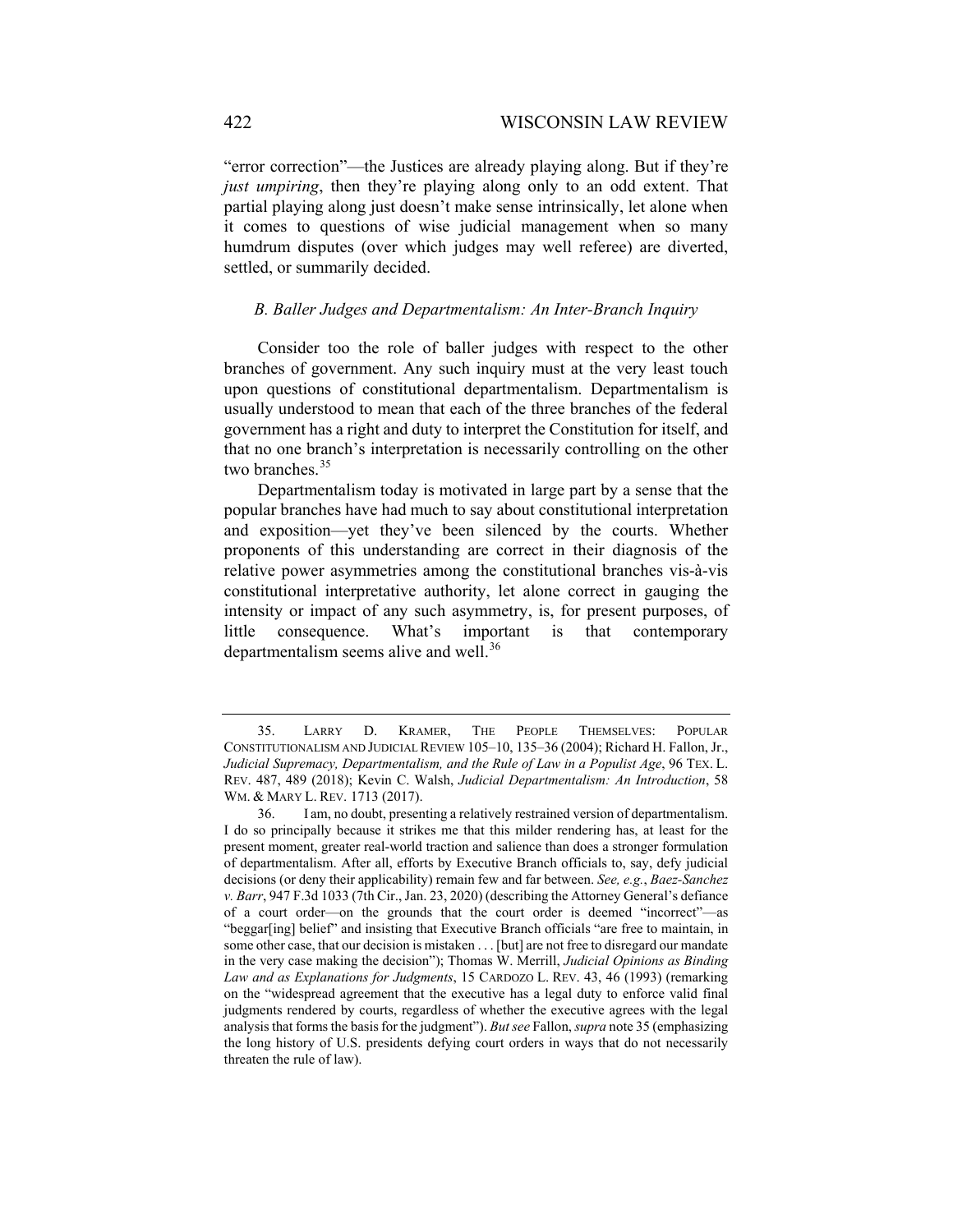"error correction"—the Justices are already playing along. But if they're *just umpiring*, then they're playing along only to an odd extent. That partial playing along just doesn't make sense intrinsically, let alone when it comes to questions of wise judicial management when so many humdrum disputes (over which judges may well referee) are diverted, settled, or summarily decided.

### *B. Baller Judges and Departmentalism: An Inter-Branch Inquiry*

Consider too the role of baller judges with respect to the other branches of government. Any such inquiry must at the very least touch upon questions of constitutional departmentalism. Departmentalism is usually understood to mean that each of the three branches of the federal government has a right and duty to interpret the Constitution for itself, and that no one branch's interpretation is necessarily controlling on the other two branches.[35]

Departmentalism today is motivated in large part by a sense that the popular branches have had much to say about constitutional interpretation and exposition—yet they've been silenced by the courts. Whether proponents of this understanding are correct in their diagnosis of the relative power asymmetries among the constitutional branches vis-à-vis constitutional interpretative authority, let alone correct in gauging the intensity or impact of any such asymmetry, is, for present purposes, of little consequence. What's important is that contemporary departmentalism seems alive and well.[36]

---

35. LARRY D. KRAMER, THE PEOPLE THEMSELVES: POPULAR CONSTITUTIONALISM AND JUDICIAL REVIEW 105–10, 135–36 (2004); Richard H. Fallon, Jr., *Judicial Supremacy, Departmentalism, and the Rule of Law in a Populist Age*, 96 TEX. L. REV. 487, 489 (2018); Kevin C. Walsh, *Judicial Departmentalism: An Introduction*, 58 WM. & MARY L. REV. 1713 (2017).

36. I am, no doubt, presenting a relatively restrained version of departmentalism. I do so principally because it strikes me that this milder rendering has, at least for the present moment, greater real-world traction and salience than does a stronger formulation of departmentalism. After all, efforts by Executive Branch officials to, say, defy judicial decisions (or deny their applicability) remain few and far between. *See, e.g.*, *Baez-Sanchez v. Barr*, 947 F.3d 1033 (7th Cir., Jan. 23, 2020) (describing the Attorney General's defiance of a court order—on the grounds that the court order is deemed "incorrect"—as "beggar[ing] belief" and insisting that Executive Branch officials "are free to maintain, in some other case, that our decision is mistaken . . . [but] are not free to disregard our mandate in the very case making the decision"); Thomas W. Merrill, *Judicial Opinions as Binding Law and as Explanations for Judgments*, 15 CARDOZO L. REV. 43, 46 (1993) (remarking on the "widespread agreement that the executive has a legal duty to enforce valid final judgments rendered by courts, regardless of whether the executive agrees with the legal analysis that forms the basis for the judgment"). *But see* Fallon, *supra* note 35 (emphasizing the long history of U.S. presidents defying court orders in ways that do not necessarily threaten the rule of law).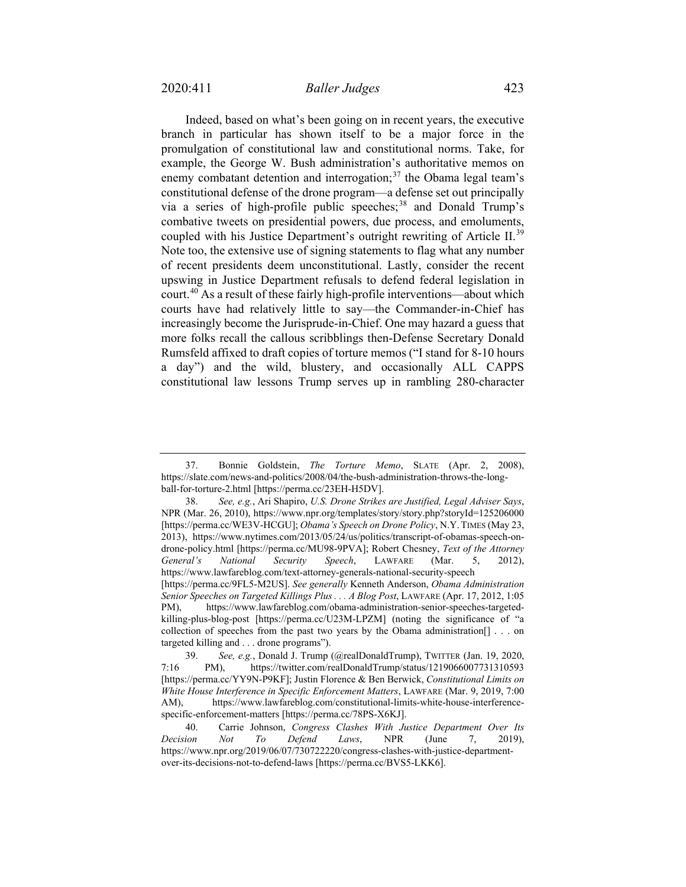Indeed, based on what's been going on in recent years, the executive branch in particular has shown itself to be a major force in the promulgation of constitutional law and constitutional norms. Take, for example, the George W. Bush administration's authoritative memos on enemy combatant detention and interrogation;[37] the Obama legal team's constitutional defense of the drone program—a defense set out principally via a series of high-profile public speeches;[38] and Donald Trump's combative tweets on presidential powers, due process, and emoluments, coupled with his Justice Department's outright rewriting of Article II.[39] Note too, the extensive use of signing statements to flag what any number of recent presidents deem unconstitutional. Lastly, consider the recent upswing in Justice Department refusals to defend federal legislation in court.[40] As a result of these fairly high-profile interventions—about which courts have had relatively little to say—the Commander-in-Chief has increasingly become the Jurisprude-in-Chief. One may hazard a guess that more folks recall the callous scribblings then-Defense Secretary Donald Rumsfeld affixed to draft copies of torture memos ("I stand for 8-10 hours a day") and the wild, blustery, and occasionally ALL CAPPS constitutional law lessons Trump serves up in rambling 280-character

---

37. Bonnie Goldstein, *The Torture Memo*, SLATE (Apr. 2, 2008), https://slate.com/news-and-politics/2008/04/the-bush-administration-throws-the-long-ball-for-torture-2.html [https://perma.cc/23EH-H5DV].

38. *See, e.g.*, Ari Shapiro, *U.S. Drone Strikes are Justified, Legal Adviser Says*, NPR (Mar. 26, 2010), https://www.npr.org/templates/story/story.php?storyId=125206000 [https://perma.cc/WE3V-HCGU]; *Obama's Speech on Drone Policy*, N.Y. TIMES (May 23, 2013), https://www.nytimes.com/2013/05/24/us/politics/transcript-of-obamas-speech-on-drone-policy.html [https://perma.cc/MU98-9PVA]; Robert Chesney, *Text of the Attorney General's National Security Speech*, LAWFARE (Mar. 5, 2012), https://www.lawfareblog.com/text-attorney-generals-national-security-speech [https://perma.cc/9FL5-M2US]. *See generally* Kenneth Anderson, *Obama Administration Senior Speeches on Targeted Killings Plus . . . A Blog Post*, LAWFARE (Apr. 17, 2012, 1:05 PM), https://www.lawfareblog.com/obama-administration-senior-speeches-targeted-killing-plus-blog-post [https://perma.cc/U23M-LPZM] (noting the significance of "a collection of speeches from the past two years by the Obama administration[] . . . on targeted killing and . . . drone programs").

39. *See, e.g.*, Donald J. Trump (@realDonaldTrump), TWITTER (Jan. 19, 2020, 7:16 PM), https://twitter.com/realDonaldTrump/status/1219066007731310593 [https://perma.cc/YY9N-P9KF]; Justin Florence & Ben Berwick, *Constitutional Limits on White House Interference in Specific Enforcement Matters*, LAWFARE (Mar. 9, 2019, 7:00 AM), https://www.lawfareblog.com/constitutional-limits-white-house-interference-specific-enforcement-matters [https://perma.cc/78PS-X6KJ].

40. Carrie Johnson, *Congress Clashes With Justice Department Over Its Decision Not To Defend Laws*, NPR (June 7, 2019), https://www.npr.org/2019/06/07/730722220/congress-clashes-with-justice-department-over-its-decisions-not-to-defend-laws [https://perma.cc/BVS5-LKK6].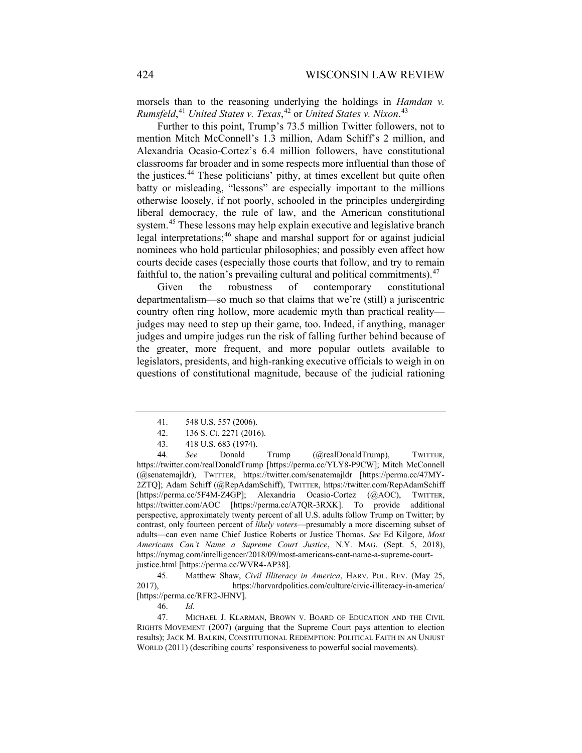morsels than to the reasoning underlying the holdings in *Hamdan v. Rumsfeld*,[41] *United States v. Texas*,[42] or *United States v. Nixon*.[43]

Further to this point, Trump's 73.5 million Twitter followers, not to mention Mitch McConnell's 1.3 million, Adam Schiff's 2 million, and Alexandria Ocasio-Cortez's 6.4 million followers, have constitutional classrooms far broader and in some respects more influential than those of the justices.[44] These politicians' pithy, at times excellent but quite often batty or misleading, "lessons" are especially important to the millions otherwise loosely, if not poorly, schooled in the principles undergirding liberal democracy, the rule of law, and the American constitutional system.[45] These lessons may help explain executive and legislative branch legal interpretations;[46] shape and marshal support for or against judicial nominees who hold particular philosophies; and possibly even affect how courts decide cases (especially those courts that follow, and try to remain faithful to, the nation's prevailing cultural and political commitments).[47]

Given the robustness of contemporary constitutional departmentalism—so much so that claims that we're (still) a juriscentric country often ring hollow, more academic myth than practical reality—judges may need to step up their game, too. Indeed, if anything, manager judges and umpire judges run the risk of falling further behind because of the greater, more frequent, and more popular outlets available to legislators, presidents, and high-ranking executive officials to weigh in on questions of constitutional magnitude, because of the judicial rationing

---

41. 548 U.S. 557 (2006).

42. 136 S. Ct. 2271 (2016).

43. 418 U.S. 683 (1974).

44. *See* Donald Trump (@realDonaldTrump), TWITTER, https://twitter.com/realDonaldTrump [https://perma.cc/YLY8-P9CW]; Mitch McConnell (@senatemajldr), TWITTER, https://twitter.com/senatemajldr [https://perma.cc/47MY-2ZTQ]; Adam Schiff (@RepAdamSchiff), TWITTER, https://twitter.com/RepAdamSchiff [https://perma.cc/5F4M-Z4GP]; Alexandria Ocasio-Cortez (@AOC), TWITTER, https://twitter.com/AOC [https://perma.cc/A7QR-3RXK]. To provide additional perspective, approximately twenty percent of all U.S. adults follow Trump on Twitter; by contrast, only fourteen percent of *likely voters*—presumably a more discerning subset of adults—can even name Chief Justice Roberts or Justice Thomas. *See* Ed Kilgore, *Most Americans Can't Name a Supreme Court Justice*, N.Y. MAG. (Sept. 5, 2018), https://nymag.com/intelligencer/2018/09/most-americans-cant-name-a-supreme-court-justice.html [https://perma.cc/WVR4-AP38].

45. Matthew Shaw, *Civil Illiteracy in America*, HARV. POL. REV. (May 25, 2017), https://harvardpolitics.com/culture/civic-illiteracy-in-america/ [https://perma.cc/RFR2-JHNV].

46. *Id.*

47. MICHAEL J. KLARMAN, BROWN V. BOARD OF EDUCATION AND THE CIVIL RIGHTS MOVEMENT (2007) (arguing that the Supreme Court pays attention to election results); JACK M. BALKIN, CONSTITUTIONAL REDEMPTION: POLITICAL FAITH IN AN UNJUST WORLD (2011) (describing courts' responsiveness to powerful social movements).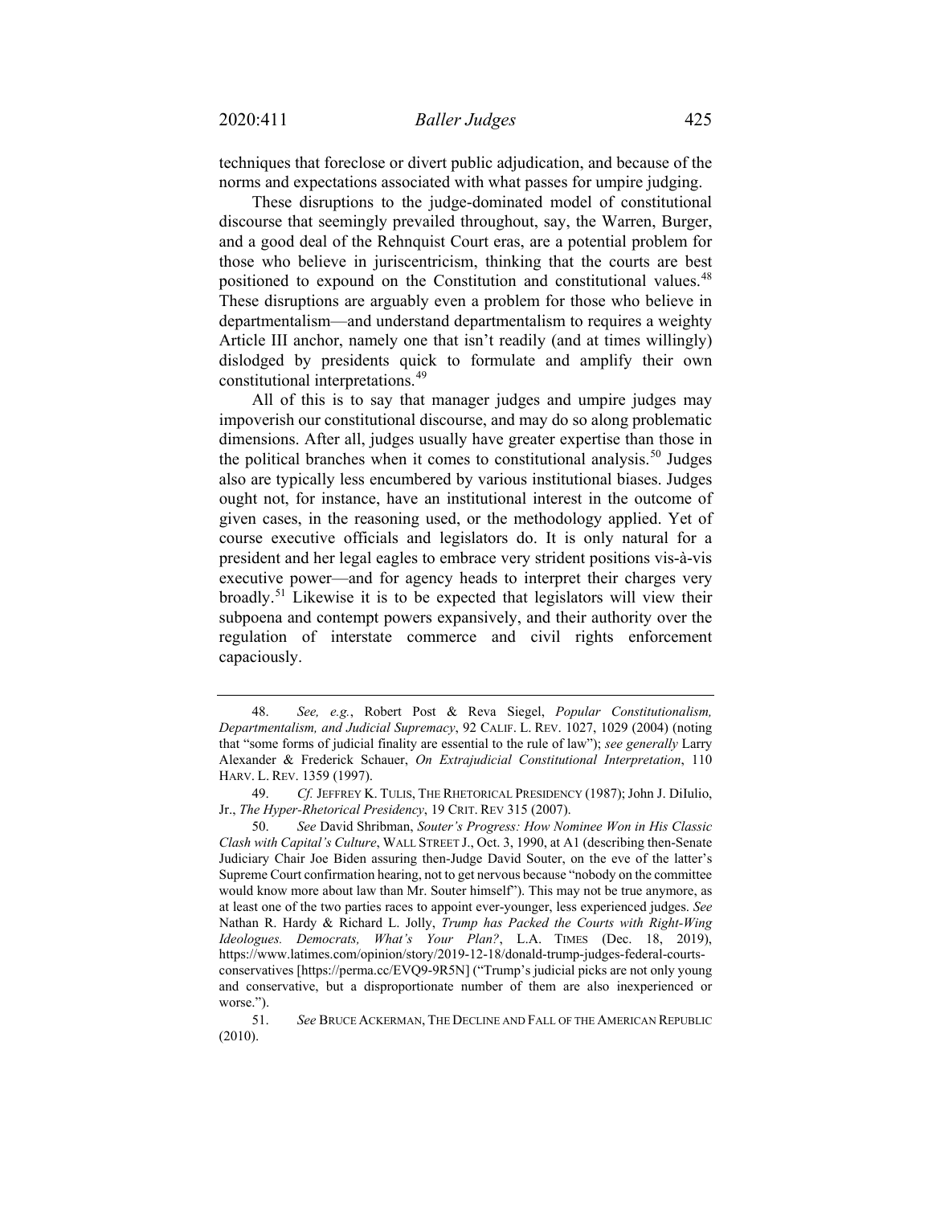techniques that foreclose or divert public adjudication, and because of the norms and expectations associated with what passes for umpire judging.

These disruptions to the judge-dominated model of constitutional discourse that seemingly prevailed throughout, say, the Warren, Burger, and a good deal of the Rehnquist Court eras, are a potential problem for those who believe in juriscentricism, thinking that the courts are best positioned to expound on the Constitution and constitutional values.[48] These disruptions are arguably even a problem for those who believe in departmentalism—and understand departmentalism to requires a weighty Article III anchor, namely one that isn't readily (and at times willingly) dislodged by presidents quick to formulate and amplify their own constitutional interpretations.[49]

All of this is to say that manager judges and umpire judges may impoverish our constitutional discourse, and may do so along problematic dimensions. After all, judges usually have greater expertise than those in the political branches when it comes to constitutional analysis.[50] Judges also are typically less encumbered by various institutional biases. Judges ought not, for instance, have an institutional interest in the outcome of given cases, in the reasoning used, or the methodology applied. Yet of course executive officials and legislators do. It is only natural for a president and her legal eagles to embrace very strident positions vis-à-vis executive power—and for agency heads to interpret their charges very broadly.[51] Likewise it is to be expected that legislators will view their subpoena and contempt powers expansively, and their authority over the regulation of interstate commerce and civil rights enforcement capaciously.

---

48. *See, e.g.*, Robert Post & Reva Siegel, *Popular Constitutionalism, Departmentalism, and Judicial Supremacy*, 92 CALIF. L. REV. 1027, 1029 (2004) (noting that "some forms of judicial finality are essential to the rule of law"); *see generally* Larry Alexander & Frederick Schauer, *On Extrajudicial Constitutional Interpretation*, 110 HARV. L. REV. 1359 (1997).

49. *Cf.* JEFFREY K. TULIS, THE RHETORICAL PRESIDENCY (1987); John J. DiIulio, Jr., *The Hyper-Rhetorical Presidency*, 19 CRIT. REV 315 (2007).

50. *See* David Shribman, *Souter's Progress: How Nominee Won in His Classic Clash with Capital's Culture*, WALL STREET J., Oct. 3, 1990, at A1 (describing then-Senate Judiciary Chair Joe Biden assuring then-Judge David Souter, on the eve of the latter's Supreme Court confirmation hearing, not to get nervous because "nobody on the committee would know more about law than Mr. Souter himself"). This may not be true anymore, as at least one of the two parties races to appoint ever-younger, less experienced judges. *See* Nathan R. Hardy & Richard L. Jolly, *Trump has Packed the Courts with Right-Wing Ideologues. Democrats, What's Your Plan?*, L.A. TIMES (Dec. 18, 2019), https://www.latimes.com/opinion/story/2019-12-18/donald-trump-judges-federal-courts-conservatives [https://perma.cc/EVQ9-9R5N] ("Trump's judicial picks are not only young and conservative, but a disproportionate number of them are also inexperienced or worse.").

51. *See* BRUCE ACKERMAN, THE DECLINE AND FALL OF THE AMERICAN REPUBLIC (2010).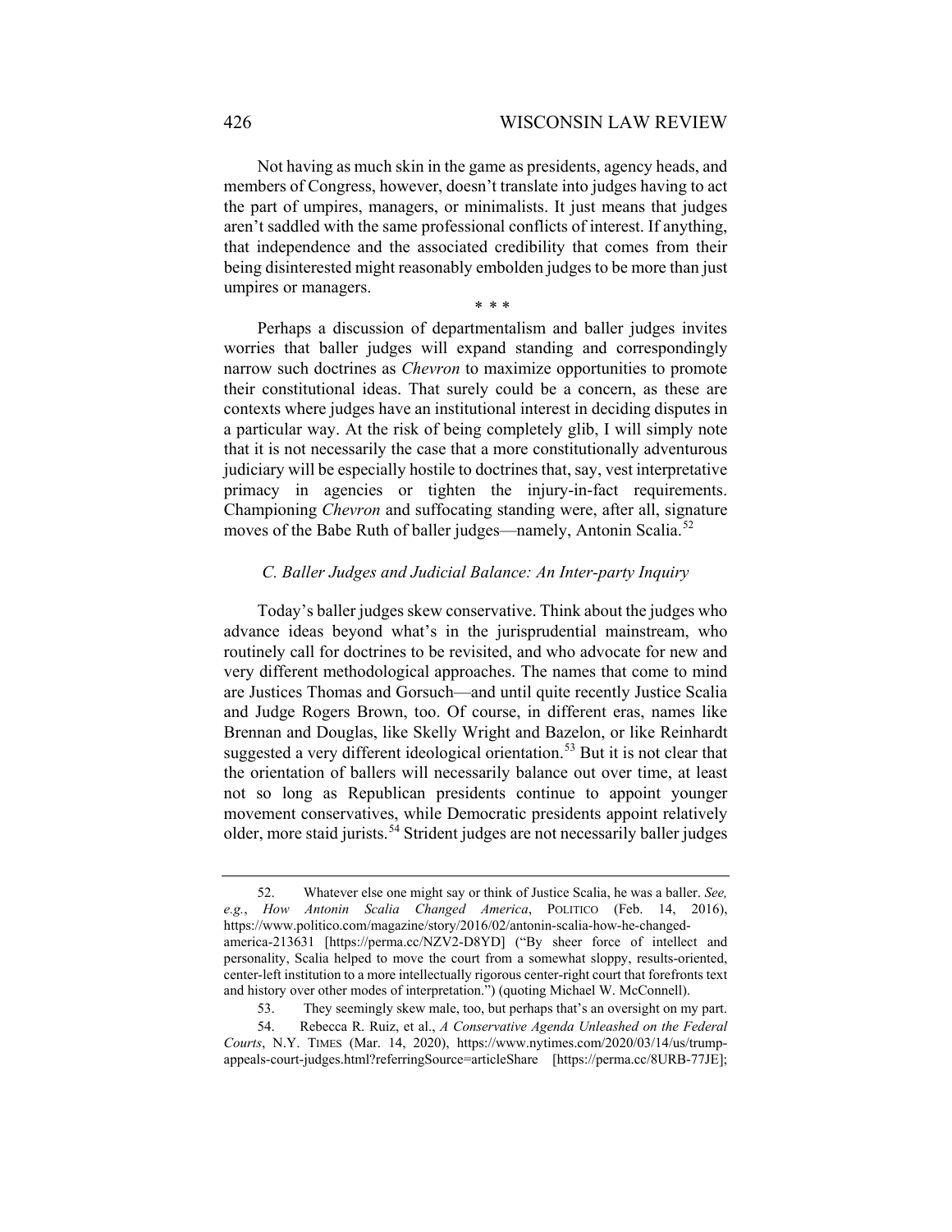Not having as much skin in the game as presidents, agency heads, and members of Congress, however, doesn't translate into judges having to act the part of umpires, managers, or minimalists. It just means that judges aren't saddled with the same professional conflicts of interest. If anything, that independence and the associated credibility that comes from their being disinterested might reasonably embolden judges to be more than just umpires or managers.

\* \* \*

Perhaps a discussion of departmentalism and baller judges invites worries that baller judges will expand standing and correspondingly narrow such doctrines as *Chevron* to maximize opportunities to promote their constitutional ideas. That surely could be a concern, as these are contexts where judges have an institutional interest in deciding disputes in a particular way. At the risk of being completely glib, I will simply note that it is not necessarily the case that a more constitutionally adventurous judiciary will be especially hostile to doctrines that, say, vest interpretative primacy in agencies or tighten the injury-in-fact requirements. Championing *Chevron* and suffocating standing were, after all, signature moves of the Babe Ruth of baller judges—namely, Antonin Scalia.[52]

### *C. Baller Judges and Judicial Balance: An Inter-party Inquiry*

Today's baller judges skew conservative. Think about the judges who advance ideas beyond what's in the jurisprudential mainstream, who routinely call for doctrines to be revisited, and who advocate for new and very different methodological approaches. The names that come to mind are Justices Thomas and Gorsuch—and until quite recently Justice Scalia and Judge Rogers Brown, too. Of course, in different eras, names like Brennan and Douglas, like Skelly Wright and Bazelon, or like Reinhardt suggested a very different ideological orientation.[53] But it is not clear that the orientation of ballers will necessarily balance out over time, at least not so long as Republican presidents continue to appoint younger movement conservatives, while Democratic presidents appoint relatively older, more staid jurists.[54] Strident judges are not necessarily baller judges

---

52. Whatever else one might say or think of Justice Scalia, he was a baller. *See, e.g.*, *How Antonin Scalia Changed America*, POLITICO (Feb. 14, 2016), https://www.politico.com/magazine/story/2016/02/antonin-scalia-how-he-changed-america-213631 [https://perma.cc/NZV2-D8YD] ("By sheer force of intellect and personality, Scalia helped to move the court from a somewhat sloppy, results-oriented, center-left institution to a more intellectually rigorous center-right court that forefronts text and history over other modes of interpretation.") (quoting Michael W. McConnell).

53. They seemingly skew male, too, but perhaps that's an oversight on my part.

54. Rebecca R. Ruiz, et al., *A Conservative Agenda Unleashed on the Federal Courts*, N.Y. TIMES (Mar. 14, 2020), https://www.nytimes.com/2020/03/14/us/trump-appeals-court-judges.html?referringSource=articleShare [https://perma.cc/8URB-77JE];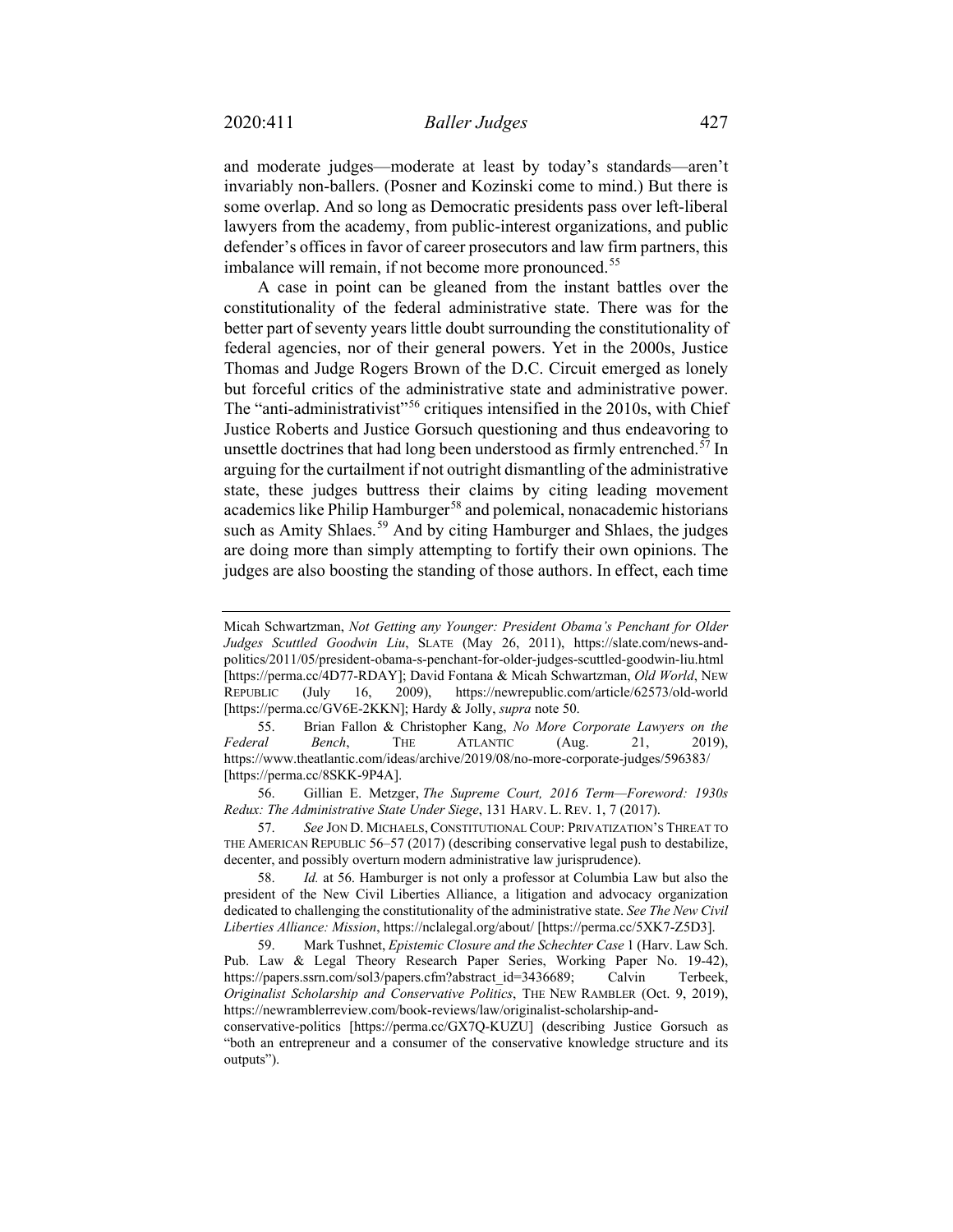and moderate judges—moderate at least by today's standards—aren't invariably non-ballers. (Posner and Kozinski come to mind.) But there is some overlap. And so long as Democratic presidents pass over left-liberal lawyers from the academy, from public-interest organizations, and public defender's offices in favor of career prosecutors and law firm partners, this imbalance will remain, if not become more pronounced.[55]

A case in point can be gleaned from the instant battles over the constitutionality of the federal administrative state. There was for the better part of seventy years little doubt surrounding the constitutionality of federal agencies, nor of their general powers. Yet in the 2000s, Justice Thomas and Judge Rogers Brown of the D.C. Circuit emerged as lonely but forceful critics of the administrative state and administrative power. The "anti-administrativist"[56] critiques intensified in the 2010s, with Chief Justice Roberts and Justice Gorsuch questioning and thus endeavoring to unsettle doctrines that had long been understood as firmly entrenched.[57] In arguing for the curtailment if not outright dismantling of the administrative state, these judges buttress their claims by citing leading movement academics like Philip Hamburger[58] and polemical, nonacademic historians such as Amity Shlaes.[59] And by citing Hamburger and Shlaes, the judges are doing more than simply attempting to fortify their own opinions. The judges are also boosting the standing of those authors. In effect, each time

---

Micah Schwartzman, *Not Getting any Younger: President Obama's Penchant for Older Judges Scuttled Goodwin Liu*, SLATE (May 26, 2011), https://slate.com/news-and-politics/2011/05/president-obama-s-penchant-for-older-judges-scuttled-goodwin-liu.html [https://perma.cc/4D77-RDAY]; David Fontana & Micah Schwartzman, *Old World*, NEW REPUBLIC (July 16, 2009), https://newrepublic.com/article/62573/old-world [https://perma.cc/GV6E-2KKN]; Hardy & Jolly, *supra* note 50.

55. Brian Fallon & Christopher Kang, *No More Corporate Lawyers on the Federal Bench*, THE ATLANTIC (Aug. 21, 2019), https://www.theatlantic.com/ideas/archive/2019/08/no-more-corporate-judges/596383/ [https://perma.cc/8SKK-9P4A].

56. Gillian E. Metzger, *The Supreme Court, 2016 Term—Foreword: 1930s Redux: The Administrative State Under Siege*, 131 HARV. L. REV. 1, 7 (2017).

57. *See* JON D. MICHAELS, CONSTITUTIONAL COUP: PRIVATIZATION'S THREAT TO THE AMERICAN REPUBLIC 56–57 (2017) (describing conservative legal push to destabilize, decenter, and possibly overturn modern administrative law jurisprudence).

58. *Id.* at 56. Hamburger is not only a professor at Columbia Law but also the president of the New Civil Liberties Alliance, a litigation and advocacy organization dedicated to challenging the constitutionality of the administrative state. *See The New Civil Liberties Alliance: Mission*, https://nclalegal.org/about/ [https://perma.cc/5XK7-Z5D3].

59. Mark Tushnet, *Epistemic Closure and the Schechter Case* 1 (Harv. Law Sch. Pub. Law & Legal Theory Research Paper Series, Working Paper No. 19-42), https://papers.ssrn.com/sol3/papers.cfm?abstract_id=3436689; Calvin Terbeek, *Originalist Scholarship and Conservative Politics*, THE NEW RAMBLER (Oct. 9, 2019), https://newramblerreview.com/book-reviews/law/originalist-scholarship-and-conservative-politics [https://perma.cc/GX7Q-KUZU] (describing Justice Gorsuch as "both an entrepreneur and a consumer of the conservative knowledge structure and its outputs").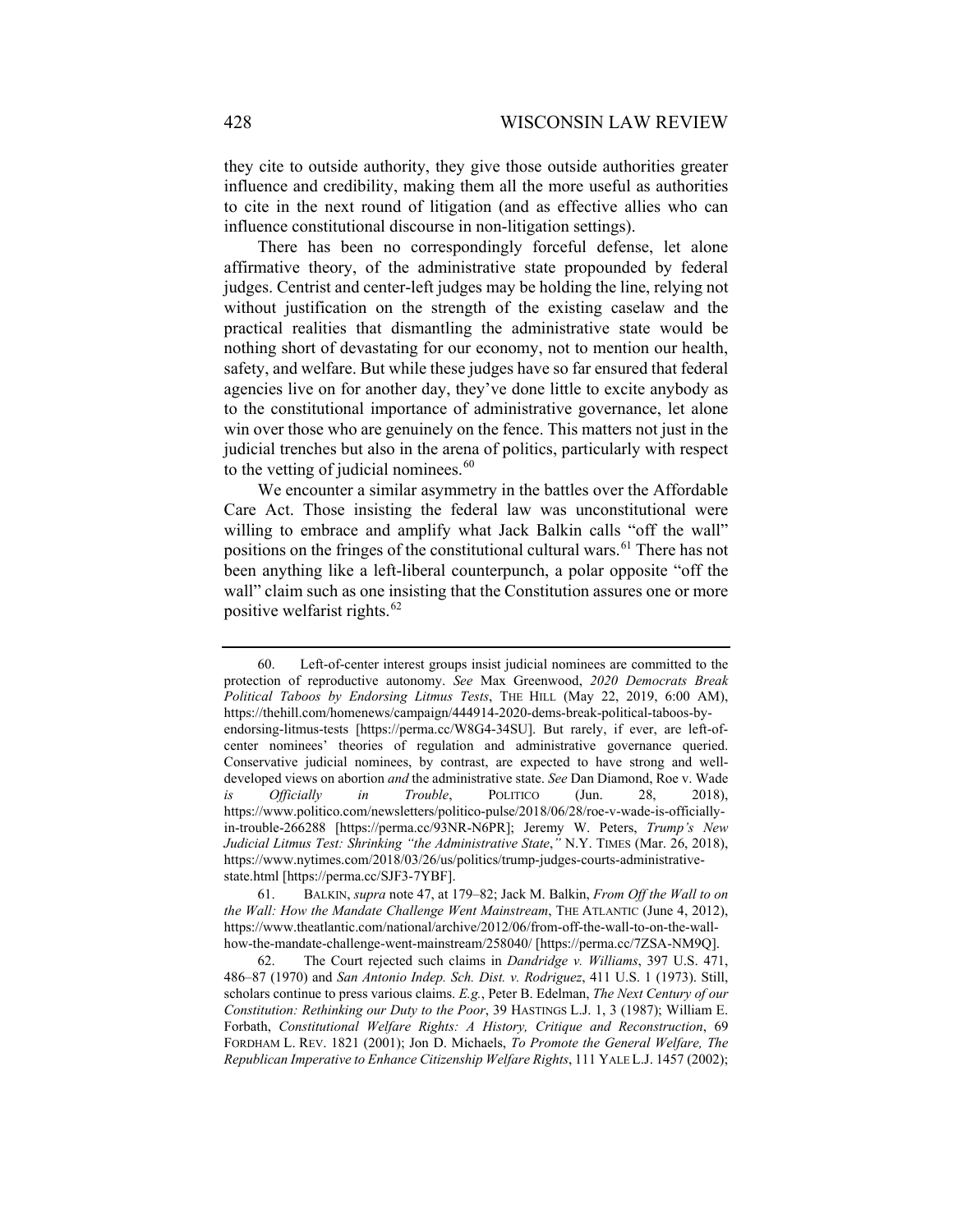they cite to outside authority, they give those outside authorities greater influence and credibility, making them all the more useful as authorities to cite in the next round of litigation (and as effective allies who can influence constitutional discourse in non-litigation settings).

There has been no correspondingly forceful defense, let alone affirmative theory, of the administrative state propounded by federal judges. Centrist and center-left judges may be holding the line, relying not without justification on the strength of the existing caselaw and the practical realities that dismantling the administrative state would be nothing short of devastating for our economy, not to mention our health, safety, and welfare. But while these judges have so far ensured that federal agencies live on for another day, they've done little to excite anybody as to the constitutional importance of administrative governance, let alone win over those who are genuinely on the fence. This matters not just in the judicial trenches but also in the arena of politics, particularly with respect to the vetting of judicial nominees.[60]

We encounter a similar asymmetry in the battles over the Affordable Care Act. Those insisting the federal law was unconstitutional were willing to embrace and amplify what Jack Balkin calls "off the wall" positions on the fringes of the constitutional cultural wars.[61] There has not been anything like a left-liberal counterpunch, a polar opposite "off the wall" claim such as one insisting that the Constitution assures one or more positive welfarist rights.[62]

---

60. Left-of-center interest groups insist judicial nominees are committed to the protection of reproductive autonomy. *See* Max Greenwood, *2020 Democrats Break Political Taboos by Endorsing Litmus Tests*, THE HILL (May 22, 2019, 6:00 AM), https://thehill.com/homenews/campaign/444914-2020-dems-break-political-taboos-by-endorsing-litmus-tests [https://perma.cc/W8G4-34SU]. But rarely, if ever, are left-of-center nominees' theories of regulation and administrative governance queried. Conservative judicial nominees, by contrast, are expected to have strong and well-developed views on abortion *and* the administrative state. *See* Dan Diamond, Roe v. Wade *is Officially in Trouble*, POLITICO (Jun. 28, 2018), https://www.politico.com/newsletters/politico-pulse/2018/06/28/roe-v-wade-is-officially-in-trouble-266288 [https://perma.cc/93NR-N6PR]; Jeremy W. Peters, *Trump's New Judicial Litmus Test: Shrinking "the Administrative State*,*"* N.Y. TIMES (Mar. 26, 2018), https://www.nytimes.com/2018/03/26/us/politics/trump-judges-courts-administrative-state.html [https://perma.cc/SJF3-7YBF].

61. BALKIN, *supra* note 47, at 179–82; Jack M. Balkin, *From Off the Wall to on the Wall: How the Mandate Challenge Went Mainstream*, THE ATLANTIC (June 4, 2012), https://www.theatlantic.com/national/archive/2012/06/from-off-the-wall-to-on-the-wall-how-the-mandate-challenge-went-mainstream/258040/ [https://perma.cc/7ZSA-NM9Q].

62. The Court rejected such claims in *Dandridge v. Williams*, 397 U.S. 471, 486–87 (1970) and *San Antonio Indep. Sch. Dist. v. Rodriguez*, 411 U.S. 1 (1973). Still, scholars continue to press various claims. *E.g.*, Peter B. Edelman, *The Next Century of our Constitution: Rethinking our Duty to the Poor*, 39 HASTINGS L.J. 1, 3 (1987); William E. Forbath, *Constitutional Welfare Rights: A History, Critique and Reconstruction*, 69 FORDHAM L. REV. 1821 (2001); Jon D. Michaels, *To Promote the General Welfare, The Republican Imperative to Enhance Citizenship Welfare Rights*, 111 YALE L.J. 1457 (2002);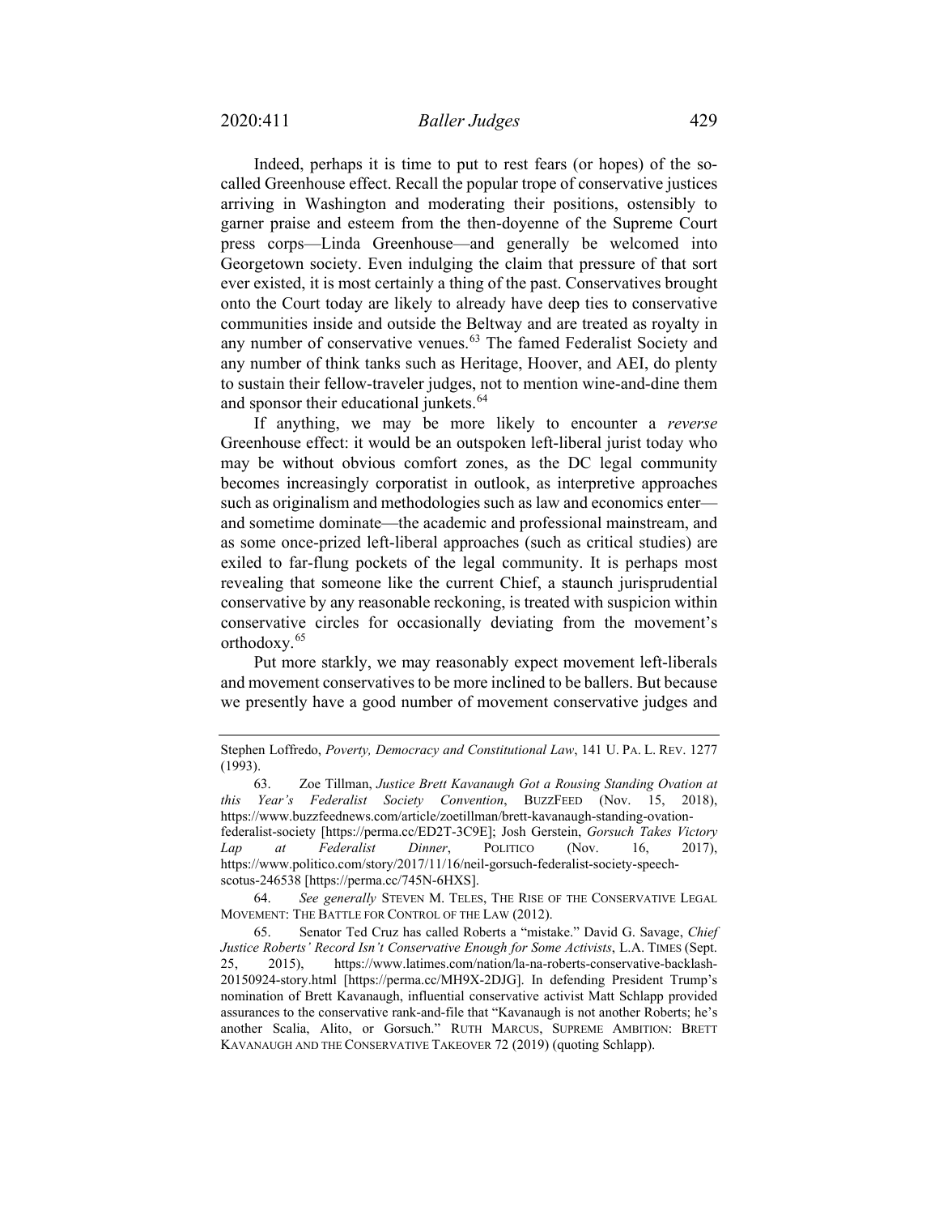Indeed, perhaps it is time to put to rest fears (or hopes) of the so-called Greenhouse effect. Recall the popular trope of conservative justices arriving in Washington and moderating their positions, ostensibly to garner praise and esteem from the then-doyenne of the Supreme Court press corps—Linda Greenhouse—and generally be welcomed into Georgetown society. Even indulging the claim that pressure of that sort ever existed, it is most certainly a thing of the past. Conservatives brought onto the Court today are likely to already have deep ties to conservative communities inside and outside the Beltway and are treated as royalty in any number of conservative venues.[63] The famed Federalist Society and any number of think tanks such as Heritage, Hoover, and AEI, do plenty to sustain their fellow-traveler judges, not to mention wine-and-dine them and sponsor their educational junkets.[64]

If anything, we may be more likely to encounter a *reverse* Greenhouse effect: it would be an outspoken left-liberal jurist today who may be without obvious comfort zones, as the DC legal community becomes increasingly corporatist in outlook, as interpretive approaches such as originalism and methodologies such as law and economics enter—and sometime dominate—the academic and professional mainstream, and as some once-prized left-liberal approaches (such as critical studies) are exiled to far-flung pockets of the legal community. It is perhaps most revealing that someone like the current Chief, a staunch jurisprudential conservative by any reasonable reckoning, is treated with suspicion within conservative circles for occasionally deviating from the movement's orthodoxy.[65]

Put more starkly, we may reasonably expect movement left-liberals and movement conservatives to be more inclined to be ballers. But because we presently have a good number of movement conservative judges and

---

Stephen Loffredo, *Poverty, Democracy and Constitutional Law*, 141 U. PA. L. REV. 1277 (1993).

63. Zoe Tillman, *Justice Brett Kavanaugh Got a Rousing Standing Ovation at this Year's Federalist Society Convention*, BUZZFEED (Nov. 15, 2018), https://www.buzzfeednews.com/article/zoetillman/brett-kavanaugh-standing-ovation-federalist-society [https://perma.cc/ED2T-3C9E]; Josh Gerstein, *Gorsuch Takes Victory Lap at Federalist Dinner*, POLITICO (Nov. 16, 2017), https://www.politico.com/story/2017/11/16/neil-gorsuch-federalist-society-speech-scotus-246538 [https://perma.cc/745N-6HXS].

64. *See generally* STEVEN M. TELES, THE RISE OF THE CONSERVATIVE LEGAL MOVEMENT: THE BATTLE FOR CONTROL OF THE LAW (2012).

65. Senator Ted Cruz has called Roberts a "mistake." David G. Savage, *Chief Justice Roberts' Record Isn't Conservative Enough for Some Activists*, L.A. TIMES (Sept. 25, 2015), https://www.latimes.com/nation/la-na-roberts-conservative-backlash-20150924-story.html [https://perma.cc/MH9X-2DJG]. In defending President Trump's nomination of Brett Kavanaugh, influential conservative activist Matt Schlapp provided assurances to the conservative rank-and-file that "Kavanaugh is not another Roberts; he's another Scalia, Alito, or Gorsuch." RUTH MARCUS, SUPREME AMBITION: BRETT KAVANAUGH AND THE CONSERVATIVE TAKEOVER 72 (2019) (quoting Schlapp).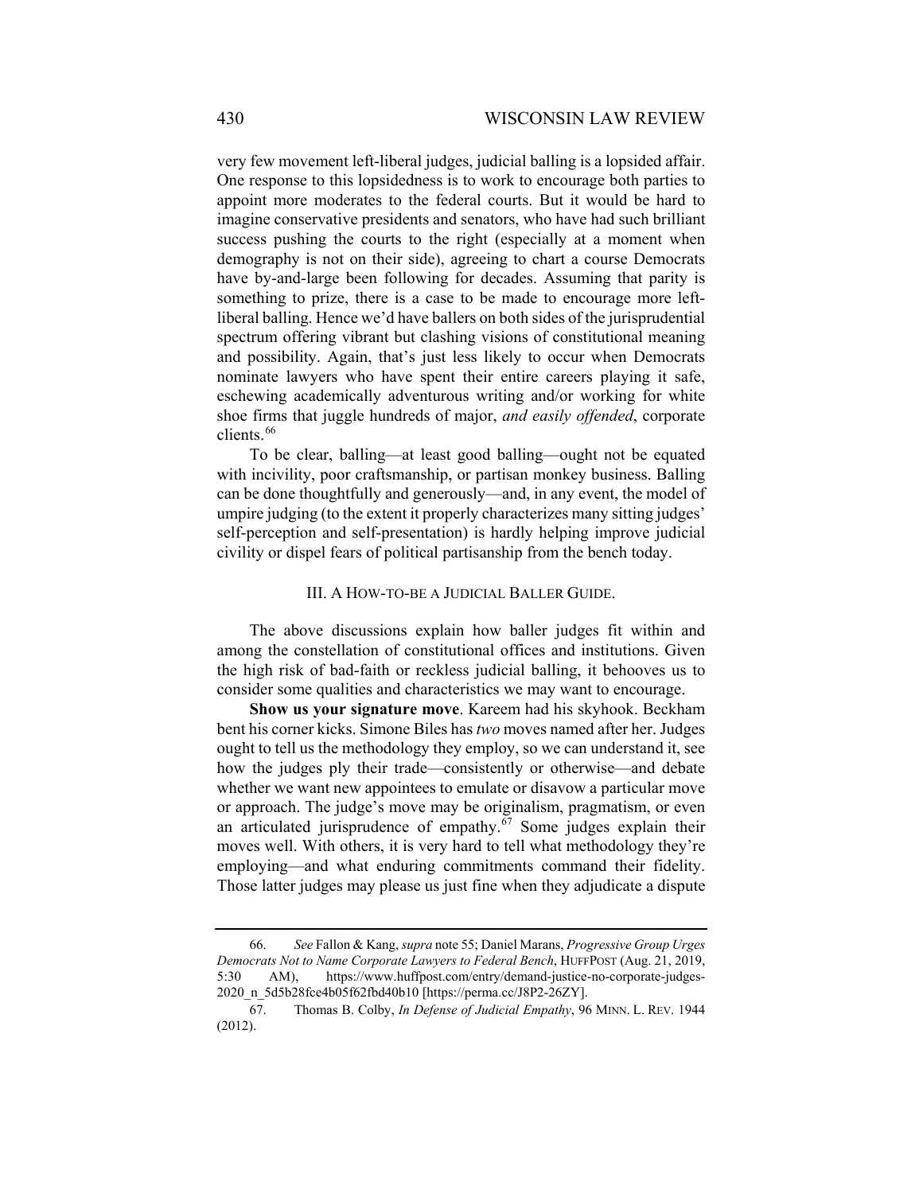very few movement left-liberal judges, judicial balling is a lopsided affair. One response to this lopsidedness is to work to encourage both parties to appoint more moderates to the federal courts. But it would be hard to imagine conservative presidents and senators, who have had such brilliant success pushing the courts to the right (especially at a moment when demography is not on their side), agreeing to chart a course Democrats have by-and-large been following for decades. Assuming that parity is something to prize, there is a case to be made to encourage more left-liberal balling. Hence we'd have ballers on both sides of the jurisprudential spectrum offering vibrant but clashing visions of constitutional meaning and possibility. Again, that's just less likely to occur when Democrats nominate lawyers who have spent their entire careers playing it safe, eschewing academically adventurous writing and/or working for white shoe firms that juggle hundreds of major, *and easily offended*, corporate clients.[66]

To be clear, balling—at least good balling—ought not be equated with incivility, poor craftsmanship, or partisan monkey business. Balling can be done thoughtfully and generously—and, in any event, the model of umpire judging (to the extent it properly characterizes many sitting judges' self-perception and self-presentation) is hardly helping improve judicial civility or dispel fears of political partisanship from the bench today.

## III. A HOW-TO-BE A JUDICIAL BALLER GUIDE.

The above discussions explain how baller judges fit within and among the constellation of constitutional offices and institutions. Given the high risk of bad-faith or reckless judicial balling, it behooves us to consider some qualities and characteristics we may want to encourage.

**Show us your signature move**. Kareem had his skyhook. Beckham bent his corner kicks. Simone Biles has *two* moves named after her. Judges ought to tell us the methodology they employ, so we can understand it, see how the judges ply their trade—consistently or otherwise—and debate whether we want new appointees to emulate or disavow a particular move or approach. The judge's move may be originalism, pragmatism, or even an articulated jurisprudence of empathy.[67] Some judges explain their moves well. With others, it is very hard to tell what methodology they're employing—and what enduring commitments command their fidelity. Those latter judges may please us just fine when they adjudicate a dispute

66. *See* Fallon & Kang, *supra* note 55; Daniel Marans, *Progressive Group Urges Democrats Not to Name Corporate Lawyers to Federal Bench*, HUFFPOST (Aug. 21, 2019, 5:30 AM), https://www.huffpost.com/entry/demand-justice-no-corporate-judges-2020_n_5d5b28fce4b05f62fbd40b10 [https://perma.cc/J8P2-26ZY].

67. Thomas B. Colby, *In Defense of Judicial Empathy*, 96 MINN. L. REV. 1944 (2012).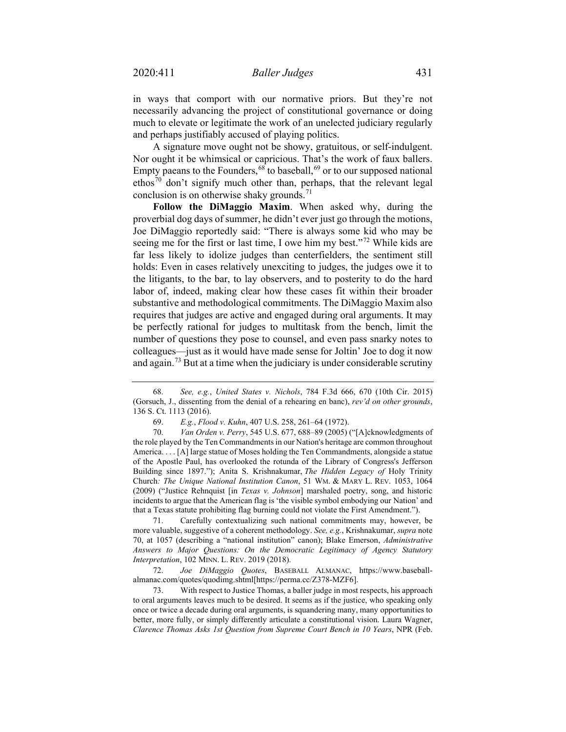in ways that comport with our normative priors. But they're not necessarily advancing the project of constitutional governance or doing much to elevate or legitimate the work of an unelected judiciary regularly and perhaps justifiably accused of playing politics.

A signature move ought not be showy, gratuitous, or self-indulgent. Nor ought it be whimsical or capricious. That's the work of faux ballers. Empty paeans to the Founders,[68] to baseball,[69] or to our supposed national ethos[70] don't signify much other than, perhaps, that the relevant legal conclusion is on otherwise shaky grounds.[71]

**Follow the DiMaggio Maxim**. When asked why, during the proverbial dog days of summer, he didn't ever just go through the motions, Joe DiMaggio reportedly said: "There is always some kid who may be seeing me for the first or last time, I owe him my best."[72] While kids are far less likely to idolize judges than centerfielders, the sentiment still holds: Even in cases relatively unexciting to judges, the judges owe it to the litigants, to the bar, to lay observers, and to posterity to do the hard labor of, indeed, making clear how these cases fit within their broader substantive and methodological commitments. The DiMaggio Maxim also requires that judges are active and engaged during oral arguments. It may be perfectly rational for judges to multitask from the bench, limit the number of questions they pose to counsel, and even pass snarky notes to colleagues—just as it would have made sense for Joltin' Joe to dog it now and again.[73] But at a time when the judiciary is under considerable scrutiny

---

68. *See, e.g.*, *United States v. Nichols*, 784 F.3d 666, 670 (10th Cir. 2015) (Gorsuch, J., dissenting from the denial of a rehearing en banc), *rev'd on other grounds*, 136 S. Ct. 1113 (2016).

69. *E.g.*, *Flood v. Kuhn*, 407 U.S. 258, 261–64 (1972).

70. *Van Orden v. Perry*, 545 U.S. 677, 688–89 (2005) ("[A]cknowledgments of the role played by the Ten Commandments in our Nation's heritage are common throughout America. . . . [A] large statue of Moses holding the Ten Commandments, alongside a statue of the Apostle Paul, has overlooked the rotunda of the Library of Congress's Jefferson Building since 1897."); Anita S. Krishnakumar, *The Hidden Legacy of* Holy Trinity Church*: The Unique National Institution Canon*, 51 WM. & MARY L. REV. 1053, 1064 (2009) ("Justice Rehnquist [in *Texas v. Johnson*] marshaled poetry, song, and historic incidents to argue that the American flag is 'the visible symbol embodying our Nation' and that a Texas statute prohibiting flag burning could not violate the First Amendment.").

71. Carefully contextualizing such national commitments may, however, be more valuable, suggestive of a coherent methodology. *See, e.g.*, Krishnakumar, *supra* note 70, at 1057 (describing a "national institution" canon); Blake Emerson, *Administrative Answers to Major Questions: On the Democratic Legitimacy of Agency Statutory Interpretation*, 102 MINN. L. REV. 2019 (2018).

72. *Joe DiMaggio Quotes*, BASEBALL ALMANAC, https://www.baseball-almanac.com/quotes/quodimg.shtml[https://perma.cc/Z378-MZF6].

73. With respect to Justice Thomas, a baller judge in most respects, his approach to oral arguments leaves much to be desired. It seems as if the justice, who speaking only once or twice a decade during oral arguments, is squandering many, many opportunities to better, more fully, or simply differently articulate a constitutional vision. Laura Wagner, *Clarence Thomas Asks 1st Question from Supreme Court Bench in 10 Years*, NPR (Feb.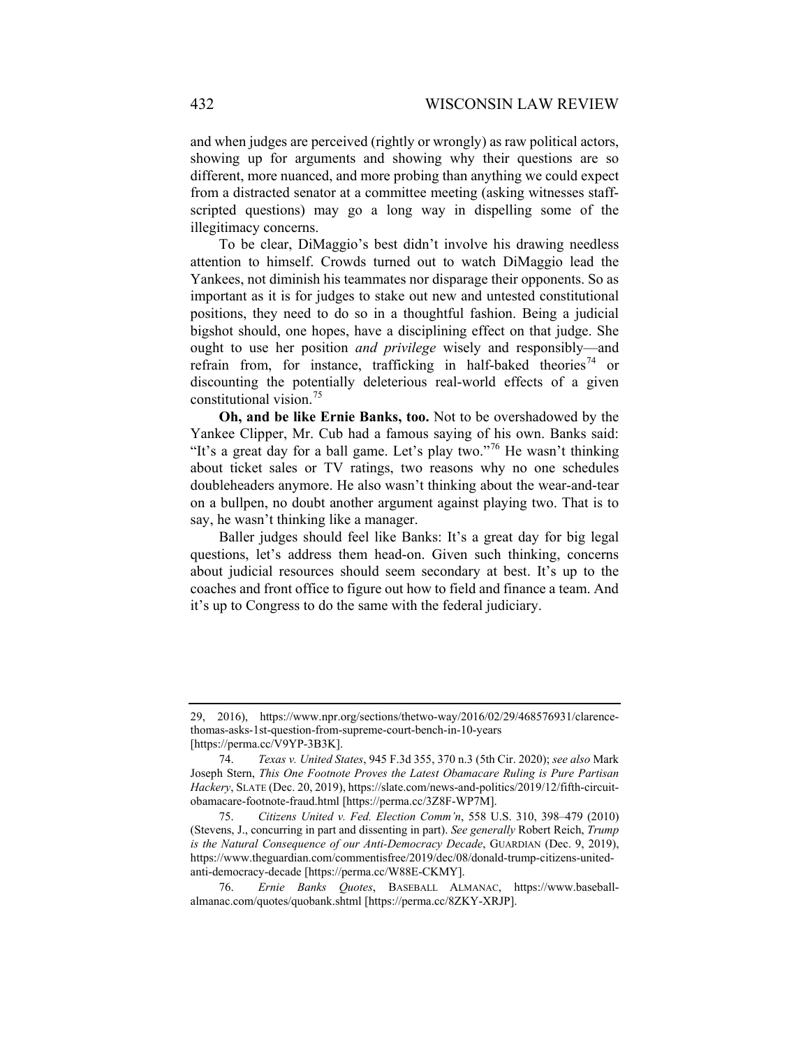and when judges are perceived (rightly or wrongly) as raw political actors, showing up for arguments and showing why their questions are so different, more nuanced, and more probing than anything we could expect from a distracted senator at a committee meeting (asking witnesses staff-scripted questions) may go a long way in dispelling some of the illegitimacy concerns.

To be clear, DiMaggio's best didn't involve his drawing needless attention to himself. Crowds turned out to watch DiMaggio lead the Yankees, not diminish his teammates nor disparage their opponents. So as important as it is for judges to stake out new and untested constitutional positions, they need to do so in a thoughtful fashion. Being a judicial bigshot should, one hopes, have a disciplining effect on that judge. She ought to use her position *and privilege* wisely and responsibly—and refrain from, for instance, trafficking in half-baked theories[74] or discounting the potentially deleterious real-world effects of a given constitutional vision.[75]

**Oh, and be like Ernie Banks, too.** Not to be overshadowed by the Yankee Clipper, Mr. Cub had a famous saying of his own. Banks said: "It's a great day for a ball game. Let's play two."[76] He wasn't thinking about ticket sales or TV ratings, two reasons why no one schedules doubleheaders anymore. He also wasn't thinking about the wear-and-tear on a bullpen, no doubt another argument against playing two. That is to say, he wasn't thinking like a manager.

Baller judges should feel like Banks: It's a great day for big legal questions, let's address them head-on. Given such thinking, concerns about judicial resources should seem secondary at best. It's up to the coaches and front office to figure out how to field and finance a team. And it's up to Congress to do the same with the federal judiciary.

---

29, 2016), https://www.npr.org/sections/thetwo-way/2016/02/29/468576931/clarence-thomas-asks-1st-question-from-supreme-court-bench-in-10-years [https://perma.cc/V9YP-3B3K].

74. *Texas v. United States*, 945 F.3d 355, 370 n.3 (5th Cir. 2020); *see also* Mark Joseph Stern, *This One Footnote Proves the Latest Obamacare Ruling is Pure Partisan Hackery*, SLATE (Dec. 20, 2019), https://slate.com/news-and-politics/2019/12/fifth-circuit-obamacare-footnote-fraud.html [https://perma.cc/3Z8F-WP7M].

75. *Citizens United v. Fed. Election Comm'n*, 558 U.S. 310, 398–479 (2010) (Stevens, J., concurring in part and dissenting in part). *See generally* Robert Reich, *Trump is the Natural Consequence of our Anti-Democracy Decade*, GUARDIAN (Dec. 9, 2019), https://www.theguardian.com/commentisfree/2019/dec/08/donald-trump-citizens-united-anti-democracy-decade [https://perma.cc/W88E-CKMY].

76. *Ernie Banks Quotes*, BASEBALL ALMANAC, https://www.baseball-almanac.com/quotes/quobank.shtml [https://perma.cc/8ZKY-XRJP].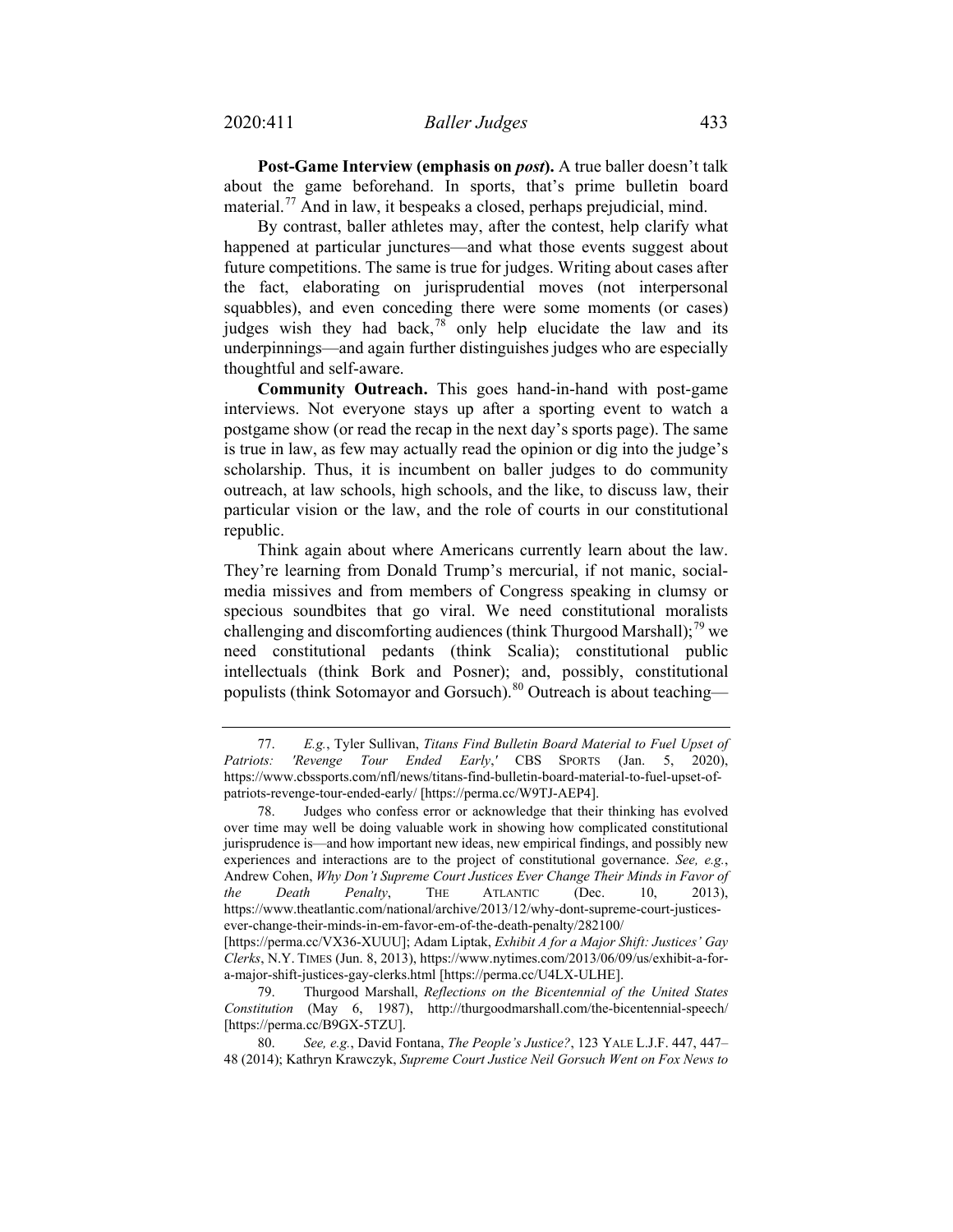**Post-Game Interview (emphasis on *post*).** A true baller doesn't talk about the game beforehand. In sports, that's prime bulletin board material.[77] And in law, it bespeaks a closed, perhaps prejudicial, mind.

By contrast, baller athletes may, after the contest, help clarify what happened at particular junctures—and what those events suggest about future competitions. The same is true for judges. Writing about cases after the fact, elaborating on jurisprudential moves (not interpersonal squabbles), and even conceding there were some moments (or cases) judges wish they had back,[78] only help elucidate the law and its underpinnings—and again further distinguishes judges who are especially thoughtful and self-aware.

**Community Outreach.** This goes hand-in-hand with post-game interviews. Not everyone stays up after a sporting event to watch a postgame show (or read the recap in the next day's sports page). The same is true in law, as few may actually read the opinion or dig into the judge's scholarship. Thus, it is incumbent on baller judges to do community outreach, at law schools, high schools, and the like, to discuss law, their particular vision or the law, and the role of courts in our constitutional republic.

Think again about where Americans currently learn about the law. They're learning from Donald Trump's mercurial, if not manic, social-media missives and from members of Congress speaking in clumsy or specious soundbites that go viral. We need constitutional moralists challenging and discomforting audiences (think Thurgood Marshall);[79] we need constitutional pedants (think Scalia); constitutional public intellectuals (think Bork and Posner); and, possibly, constitutional populists (think Sotomayor and Gorsuch).[80] Outreach is about teaching—

---

77. *E.g.*, Tyler Sullivan, *Titans Find Bulletin Board Material to Fuel Upset of Patriots: 'Revenge Tour Ended Early,'* CBS SPORTS (Jan. 5, 2020), https://www.cbssports.com/nfl/news/titans-find-bulletin-board-material-to-fuel-upset-of-patriots-revenge-tour-ended-early/ [https://perma.cc/W9TJ-AEP4].

78. Judges who confess error or acknowledge that their thinking has evolved over time may well be doing valuable work in showing how complicated constitutional jurisprudence is—and how important new ideas, new empirical findings, and possibly new experiences and interactions are to the project of constitutional governance. *See, e.g.*, Andrew Cohen, *Why Don't Supreme Court Justices Ever Change Their Minds in Favor of the Death Penalty*, THE ATLANTIC (Dec. 10, 2013), https://www.theatlantic.com/national/archive/2013/12/why-dont-supreme-court-justices-ever-change-their-minds-in-em-favor-em-of-the-death-penalty/282100/ [https://perma.cc/VX36-XUUU]; Adam Liptak, *Exhibit A for a Major Shift: Justices' Gay Clerks*, N.Y. TIMES (Jun. 8, 2013), https://www.nytimes.com/2013/06/09/us/exhibit-a-for-a-major-shift-justices-gay-clerks.html [https://perma.cc/U4LX-ULHE].

79. Thurgood Marshall, *Reflections on the Bicentennial of the United States Constitution* (May 6, 1987), http://thurgoodmarshall.com/the-bicentennial-speech/ [https://perma.cc/B9GX-5TZU].

80. *See, e.g.*, David Fontana, *The People's Justice?*, 123 YALE L.J.F. 447, 447–48 (2014); Kathryn Krawczyk, *Supreme Court Justice Neil Gorsuch Went on Fox News to*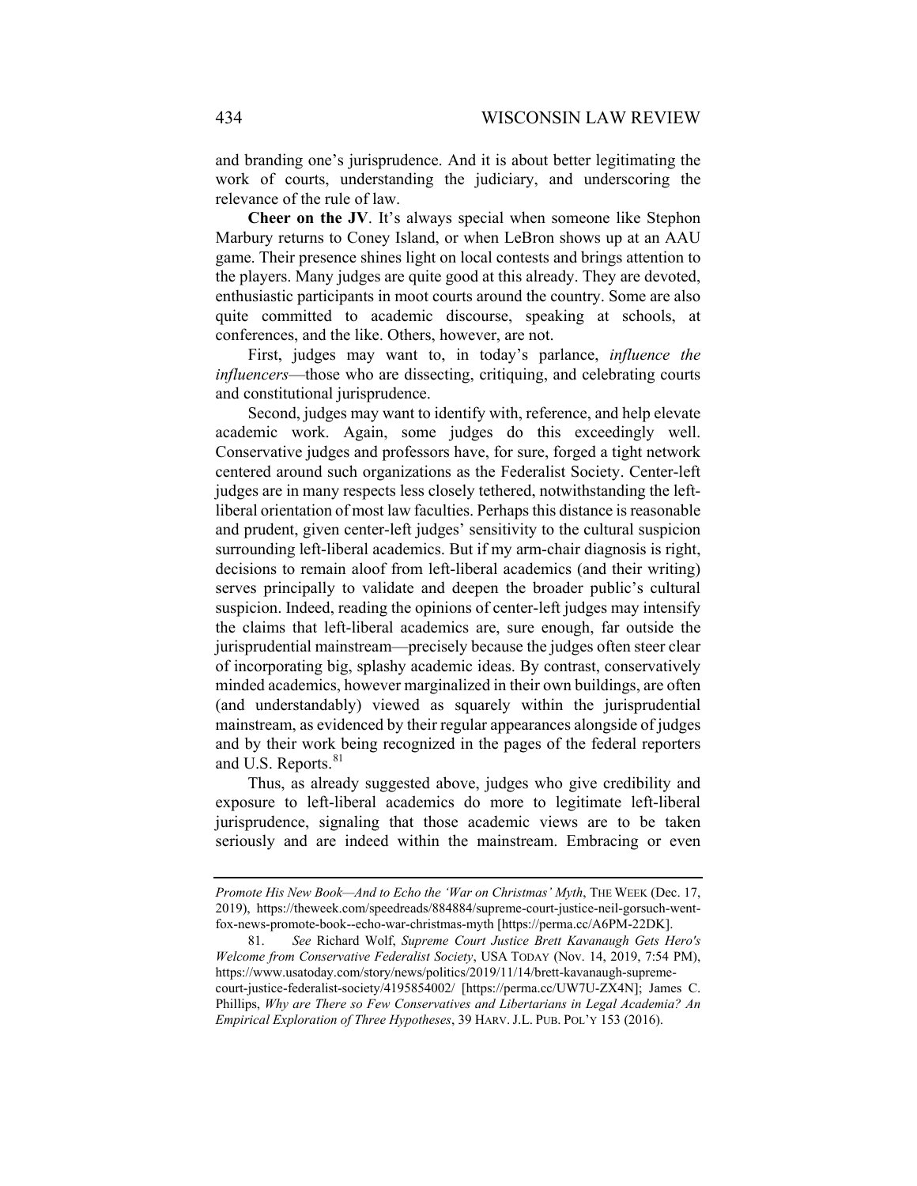and branding one's jurisprudence. And it is about better legitimating the work of courts, understanding the judiciary, and underscoring the relevance of the rule of law.

**Cheer on the JV**. It's always special when someone like Stephon Marbury returns to Coney Island, or when LeBron shows up at an AAU game. Their presence shines light on local contests and brings attention to the players. Many judges are quite good at this already. They are devoted, enthusiastic participants in moot courts around the country. Some are also quite committed to academic discourse, speaking at schools, at conferences, and the like. Others, however, are not.

First, judges may want to, in today's parlance, *influence the influencers*—those who are dissecting, critiquing, and celebrating courts and constitutional jurisprudence.

Second, judges may want to identify with, reference, and help elevate academic work. Again, some judges do this exceedingly well. Conservative judges and professors have, for sure, forged a tight network centered around such organizations as the Federalist Society. Center-left judges are in many respects less closely tethered, notwithstanding the left-liberal orientation of most law faculties. Perhaps this distance is reasonable and prudent, given center-left judges' sensitivity to the cultural suspicion surrounding left-liberal academics. But if my arm-chair diagnosis is right, decisions to remain aloof from left-liberal academics (and their writing) serves principally to validate and deepen the broader public's cultural suspicion. Indeed, reading the opinions of center-left judges may intensify the claims that left-liberal academics are, sure enough, far outside the jurisprudential mainstream—precisely because the judges often steer clear of incorporating big, splashy academic ideas. By contrast, conservatively minded academics, however marginalized in their own buildings, are often (and understandably) viewed as squarely within the jurisprudential mainstream, as evidenced by their regular appearances alongside of judges and by their work being recognized in the pages of the federal reporters and U.S. Reports.[81]

Thus, as already suggested above, judges who give credibility and exposure to left-liberal academics do more to legitimate left-liberal jurisprudence, signaling that those academic views are to be taken seriously and are indeed within the mainstream. Embracing or even

---

*Promote His New Book—And to Echo the 'War on Christmas' Myth*, THE WEEK (Dec. 17, 2019), https://theweek.com/speedreads/884884/supreme-court-justice-neil-gorsuch-went-fox-news-promote-book--echo-war-christmas-myth [https://perma.cc/A6PM-22DK].

81. *See* Richard Wolf, *Supreme Court Justice Brett Kavanaugh Gets Hero's Welcome from Conservative Federalist Society*, USA TODAY (Nov. 14, 2019, 7:54 PM), https://www.usatoday.com/story/news/politics/2019/11/14/brett-kavanaugh-supreme-court-justice-federalist-society/4195854002/ [https://perma.cc/UW7U-ZX4N]; James C. Phillips, *Why are There so Few Conservatives and Libertarians in Legal Academia? An Empirical Exploration of Three Hypotheses*, 39 HARV. J.L. PUB. POL'Y 153 (2016).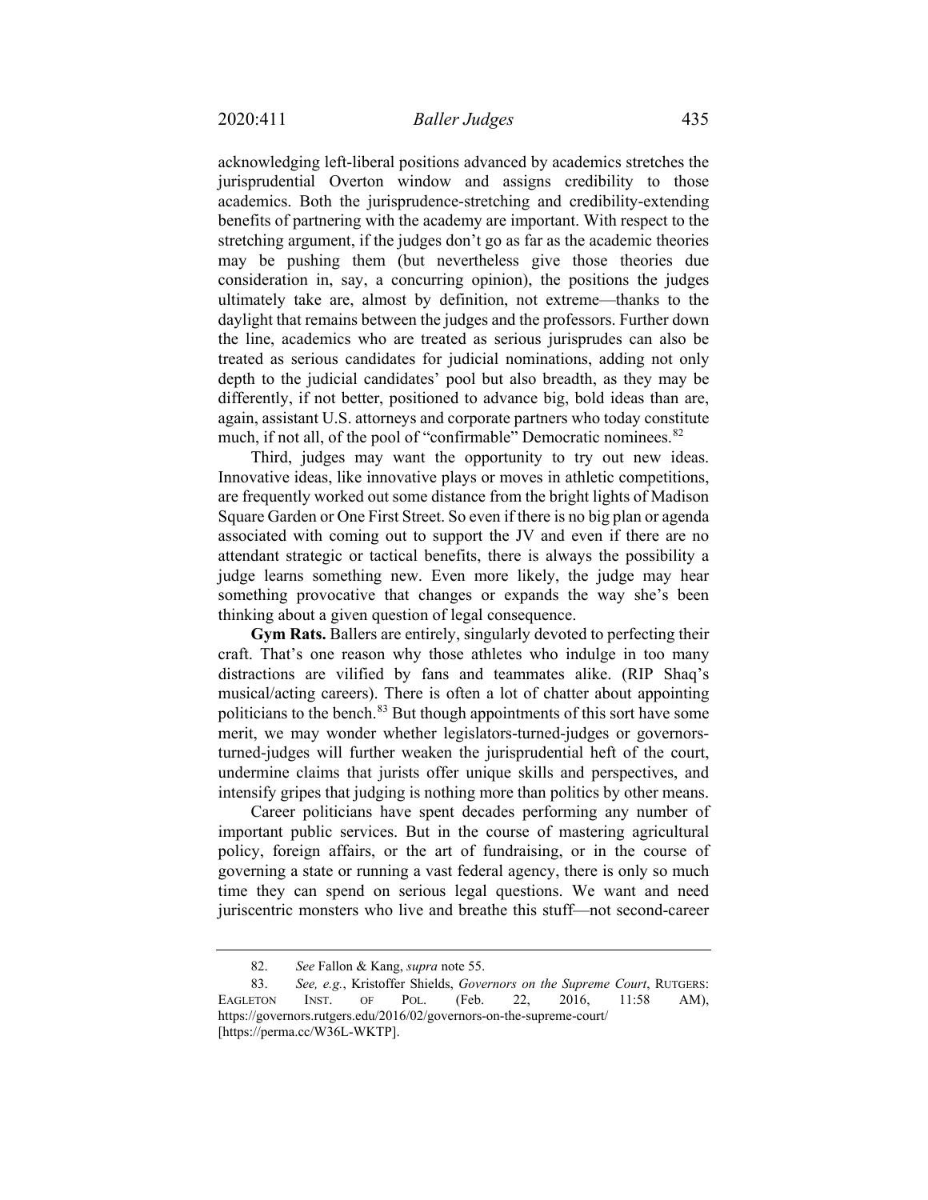acknowledging left-liberal positions advanced by academics stretches the jurisprudential Overton window and assigns credibility to those academics. Both the jurisprudence-stretching and credibility-extending benefits of partnering with the academy are important. With respect to the stretching argument, if the judges don't go as far as the academic theories may be pushing them (but nevertheless give those theories due consideration in, say, a concurring opinion), the positions the judges ultimately take are, almost by definition, not extreme—thanks to the daylight that remains between the judges and the professors. Further down the line, academics who are treated as serious jurisprudes can also be treated as serious candidates for judicial nominations, adding not only depth to the judicial candidates' pool but also breadth, as they may be differently, if not better, positioned to advance big, bold ideas than are, again, assistant U.S. attorneys and corporate partners who today constitute much, if not all, of the pool of "confirmable" Democratic nominees.[82]

Third, judges may want the opportunity to try out new ideas. Innovative ideas, like innovative plays or moves in athletic competitions, are frequently worked out some distance from the bright lights of Madison Square Garden or One First Street. So even if there is no big plan or agenda associated with coming out to support the JV and even if there are no attendant strategic or tactical benefits, there is always the possibility a judge learns something new. Even more likely, the judge may hear something provocative that changes or expands the way she's been thinking about a given question of legal consequence.

**Gym Rats.** Ballers are entirely, singularly devoted to perfecting their craft. That's one reason why those athletes who indulge in too many distractions are vilified by fans and teammates alike. (RIP Shaq's musical/acting careers). There is often a lot of chatter about appointing politicians to the bench.[83] But though appointments of this sort have some merit, we may wonder whether legislators-turned-judges or governors-turned-judges will further weaken the jurisprudential heft of the court, undermine claims that jurists offer unique skills and perspectives, and intensify gripes that judging is nothing more than politics by other means.

Career politicians have spent decades performing any number of important public services. But in the course of mastering agricultural policy, foreign affairs, or the art of fundraising, or in the course of governing a state or running a vast federal agency, there is only so much time they can spend on serious legal questions. We want and need juriscentric monsters who live and breathe this stuff—not second-career

---

82. *See* Fallon & Kang, *supra* note 55.

83. *See, e.g.*, Kristoffer Shields, *Governors on the Supreme Court*, RUTGERS: EAGLETON INST. OF POL. (Feb. 22, 2016, 11:58 AM), https://governors.rutgers.edu/2016/02/governors-on-the-supreme-court/ [https://perma.cc/W36L-WKTP].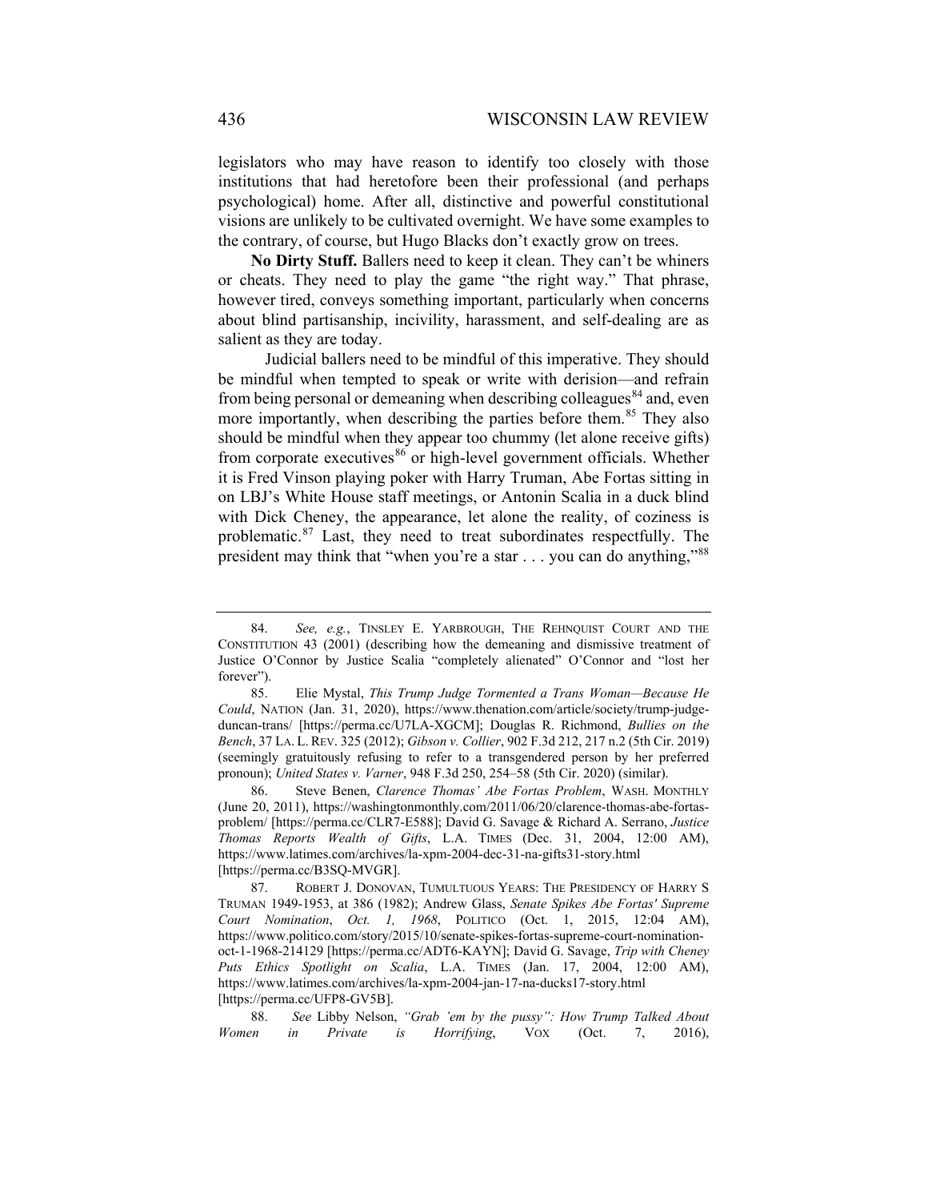legislators who may have reason to identify too closely with those institutions that had heretofore been their professional (and perhaps psychological) home. After all, distinctive and powerful constitutional visions are unlikely to be cultivated overnight. We have some examples to the contrary, of course, but Hugo Blacks don't exactly grow on trees.

**No Dirty Stuff.** Ballers need to keep it clean. They can't be whiners or cheats. They need to play the game "the right way." That phrase, however tired, conveys something important, particularly when concerns about blind partisanship, incivility, harassment, and self-dealing are as salient as they are today.

Judicial ballers need to be mindful of this imperative. They should be mindful when tempted to speak or write with derision—and refrain from being personal or demeaning when describing colleagues[84] and, even more importantly, when describing the parties before them.[85] They also should be mindful when they appear too chummy (let alone receive gifts) from corporate executives[86] or high-level government officials. Whether it is Fred Vinson playing poker with Harry Truman, Abe Fortas sitting in on LBJ's White House staff meetings, or Antonin Scalia in a duck blind with Dick Cheney, the appearance, let alone the reality, of coziness is problematic.[87] Last, they need to treat subordinates respectfully. The president may think that "when you're a star . . . you can do anything,"[88]

---

84. *See, e.g.*, TINSLEY E. YARBROUGH, THE REHNQUIST COURT AND THE CONSTITUTION 43 (2001) (describing how the demeaning and dismissive treatment of Justice O'Connor by Justice Scalia "completely alienated" O'Connor and "lost her forever").

85. Elie Mystal, *This Trump Judge Tormented a Trans Woman—Because He Could*, NATION (Jan. 31, 2020), https://www.thenation.com/article/society/trump-judge-duncan-trans/ [https://perma.cc/U7LA-XGCM]; Douglas R. Richmond, *Bullies on the Bench*, 37 LA. L. REV. 325 (2012); *Gibson v. Collier*, 902 F.3d 212, 217 n.2 (5th Cir. 2019) (seemingly gratuitously refusing to refer to a transgendered person by her preferred pronoun); *United States v. Varner*, 948 F.3d 250, 254–58 (5th Cir. 2020) (similar).

86. Steve Benen, *Clarence Thomas' Abe Fortas Problem*, WASH. MONTHLY (June 20, 2011), https://washingtonmonthly.com/2011/06/20/clarence-thomas-abe-fortas-problem/ [https://perma.cc/CLR7-E588]; David G. Savage & Richard A. Serrano, *Justice Thomas Reports Wealth of Gifts*, L.A. TIMES (Dec. 31, 2004, 12:00 AM), https://www.latimes.com/archives/la-xpm-2004-dec-31-na-gifts31-story.html [https://perma.cc/B3SQ-MVGR].

87. ROBERT J. DONOVAN, TUMULTUOUS YEARS: THE PRESIDENCY OF HARRY S TRUMAN 1949-1953, at 386 (1982); Andrew Glass, *Senate Spikes Abe Fortas' Supreme Court Nomination*, *Oct. 1, 1968*, POLITICO (Oct. 1, 2015, 12:04 AM), https://www.politico.com/story/2015/10/senate-spikes-fortas-supreme-court-nomination-oct-1-1968-214129 [https://perma.cc/ADT6-KAYN]; David G. Savage, *Trip with Cheney Puts Ethics Spotlight on Scalia*, L.A. TIMES (Jan. 17, 2004, 12:00 AM), https://www.latimes.com/archives/la-xpm-2004-jan-17-na-ducks17-story.html [https://perma.cc/UFP8-GV5B].

88. *See* Libby Nelson, *"Grab 'em by the pussy": How Trump Talked About Women in Private is Horrifying*, VOX (Oct. 7, 2016),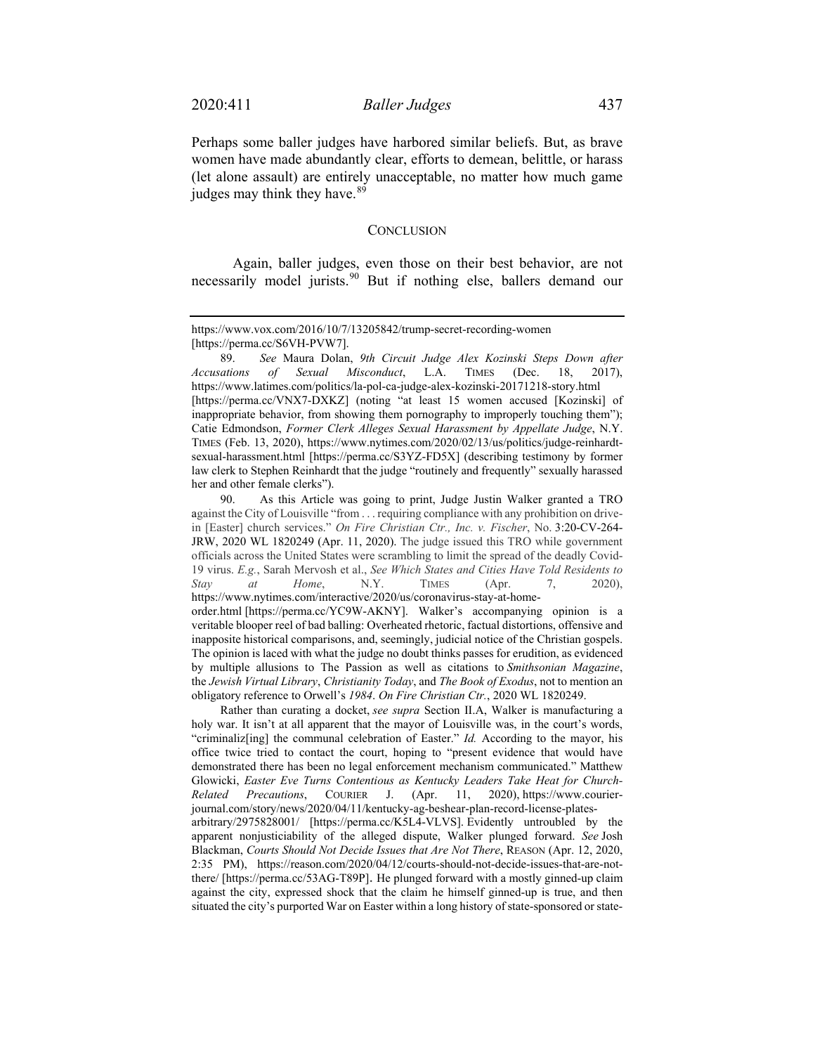Perhaps some baller judges have harbored similar beliefs. But, as brave women have made abundantly clear, efforts to demean, belittle, or harass (let alone assault) are entirely unacceptable, no matter how much game judges may think they have.[89]

## CONCLUSION

Again, baller judges, even those on their best behavior, are not necessarily model jurists.[90] But if nothing else, ballers demand our

---

https://www.vox.com/2016/10/7/13205842/trump-secret-recording-women [https://perma.cc/S6VH-PVW7].

89. *See* Maura Dolan, *9th Circuit Judge Alex Kozinski Steps Down after Accusations of Sexual Misconduct*, L.A. TIMES (Dec. 18, 2017), https://www.latimes.com/politics/la-pol-ca-judge-alex-kozinski-20171218-story.html [https://perma.cc/VNX7-DXKZ] (noting "at least 15 women accused [Kozinski] of inappropriate behavior, from showing them pornography to improperly touching them"); Catie Edmondson, *Former Clerk Alleges Sexual Harassment by Appellate Judge*, N.Y. TIMES (Feb. 13, 2020), https://www.nytimes.com/2020/02/13/us/politics/judge-reinhardt-sexual-harassment.html [https://perma.cc/S3YZ-FD5X] (describing testimony by former law clerk to Stephen Reinhardt that the judge "routinely and frequently" sexually harassed her and other female clerks").

90. As this Article was going to print, Judge Justin Walker granted a TRO against the City of Louisville "from . . . requiring compliance with any prohibition on drive-in [Easter] church services." *On Fire Christian Ctr., Inc. v. Fischer*, No. 3:20-CV-264-JRW, 2020 WL 1820249 (Apr. 11, 2020). The judge issued this TRO while government officials across the United States were scrambling to limit the spread of the deadly Covid-19 virus. *E.g.*, Sarah Mervosh et al., *See Which States and Cities Have Told Residents to Stay at Home*, N.Y. TIMES (Apr. 7, 2020), https://www.nytimes.com/interactive/2020/us/coronavirus-stay-at-home-order.html [https://perma.cc/YC9W-AKNY]. Walker's accompanying opinion is a veritable blooper reel of bad balling: Overheated rhetoric, factual distortions, offensive and inapposite historical comparisons, and, seemingly, judicial notice of the Christian gospels. The opinion is laced with what the judge no doubt thinks passes for erudition, as evidenced by multiple allusions to The Passion as well as citations to *Smithsonian Magazine*, the *Jewish Virtual Library*, *Christianity Today*, and *The Book of Exodus*, not to mention an obligatory reference to Orwell's *1984*. *On Fire Christian Ctr.*, 2020 WL 1820249.

Rather than curating a docket, *see supra* Section II.A, Walker is manufacturing a holy war. It isn't at all apparent that the mayor of Louisville was, in the court's words, "criminaliz[ing] the communal celebration of Easter." *Id.* According to the mayor, his office twice tried to contact the court, hoping to "present evidence that would have demonstrated there has been no legal enforcement mechanism communicated." Matthew Glowicki, *Easter Eve Turns Contentious as Kentucky Leaders Take Heat for Church-Related Precautions*, COURIER J. (Apr. 11, 2020), https://www.courier-journal.com/story/news/2020/04/11/kentucky-ag-beshear-plan-record-license-plates-arbitrary/2975828001/ [https://perma.cc/K5L4-VLVS]. Evidently untroubled by the apparent nonjusticiability of the alleged dispute, Walker plunged forward. *See* Josh Blackman, *Courts Should Not Decide Issues that Are Not There*, REASON (Apr. 12, 2020, 2:35 PM), https://reason.com/2020/04/12/courts-should-not-decide-issues-that-are-not-there/ [https://perma.cc/53AG-T89P]. He plunged forward with a mostly ginned-up claim against the city, expressed shock that the claim he himself ginned-up is true, and then situated the city's purported War on Easter within a long history of state-sponsored or state-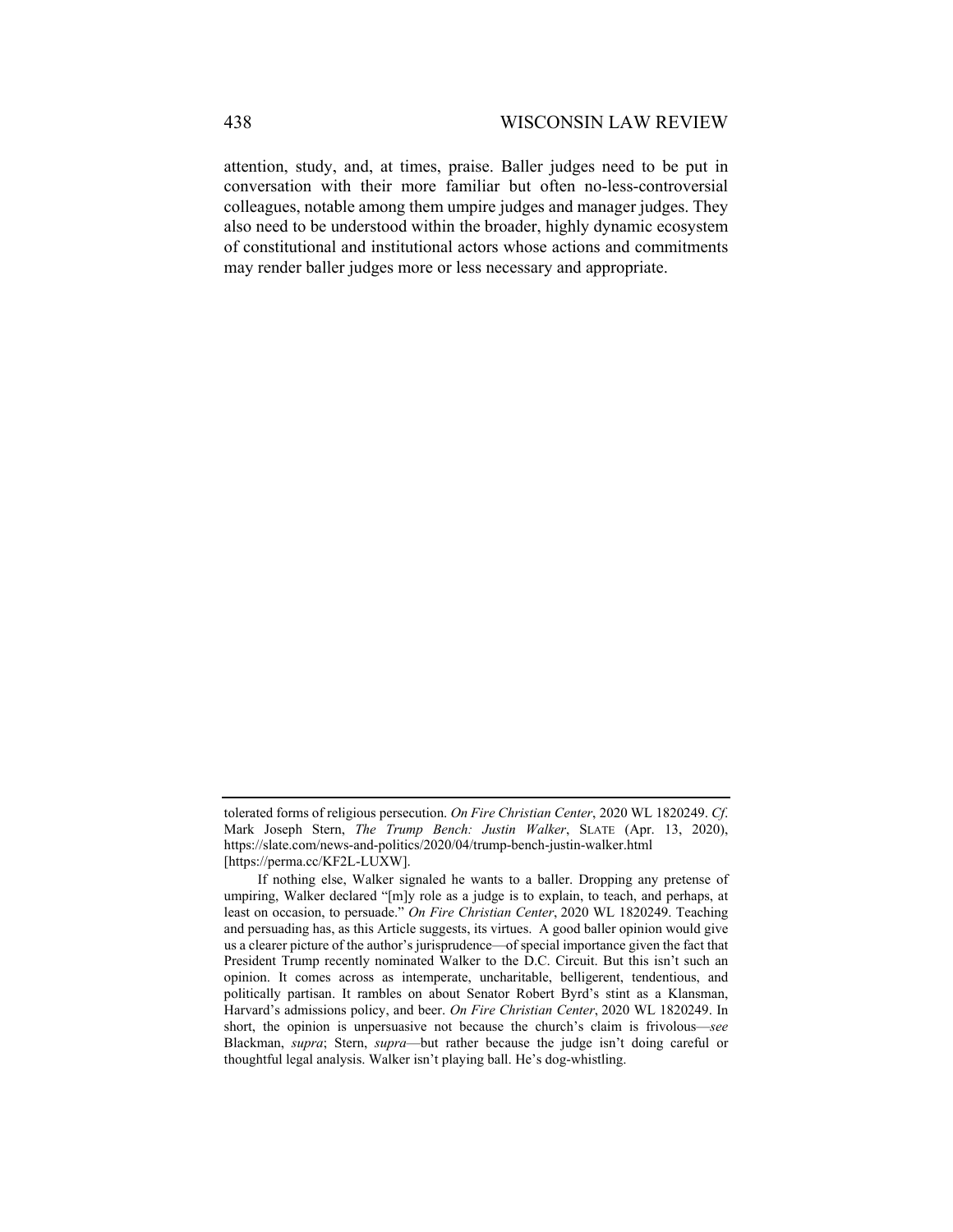attention, study, and, at times, praise. Baller judges need to be put in conversation with their more familiar but often no-less-controversial colleagues, notable among them umpire judges and manager judges. They also need to be understood within the broader, highly dynamic ecosystem of constitutional and institutional actors whose actions and commitments may render baller judges more or less necessary and appropriate.

---

tolerated forms of religious persecution. *On Fire Christian Center*, 2020 WL 1820249. *Cf*. Mark Joseph Stern, *The Trump Bench: Justin Walker*, SLATE (Apr. 13, 2020), https://slate.com/news-and-politics/2020/04/trump-bench-justin-walker.html [https://perma.cc/KF2L-LUXW].

If nothing else, Walker signaled he wants to a baller. Dropping any pretense of umpiring, Walker declared "[m]y role as a judge is to explain, to teach, and perhaps, at least on occasion, to persuade." *On Fire Christian Center*, 2020 WL 1820249. Teaching and persuading has, as this Article suggests, its virtues. A good baller opinion would give us a clearer picture of the author's jurisprudence—of special importance given the fact that President Trump recently nominated Walker to the D.C. Circuit. But this isn't such an opinion. It comes across as intemperate, uncharitable, belligerent, tendentious, and politically partisan. It rambles on about Senator Robert Byrd's stint as a Klansman, Harvard's admissions policy, and beer. *On Fire Christian Center*, 2020 WL 1820249. In short, the opinion is unpersuasive not because the church's claim is frivolous—*see* Blackman, *supra*; Stern, *supra*—but rather because the judge isn't doing careful or thoughtful legal analysis. Walker isn't playing ball. He's dog-whistling.